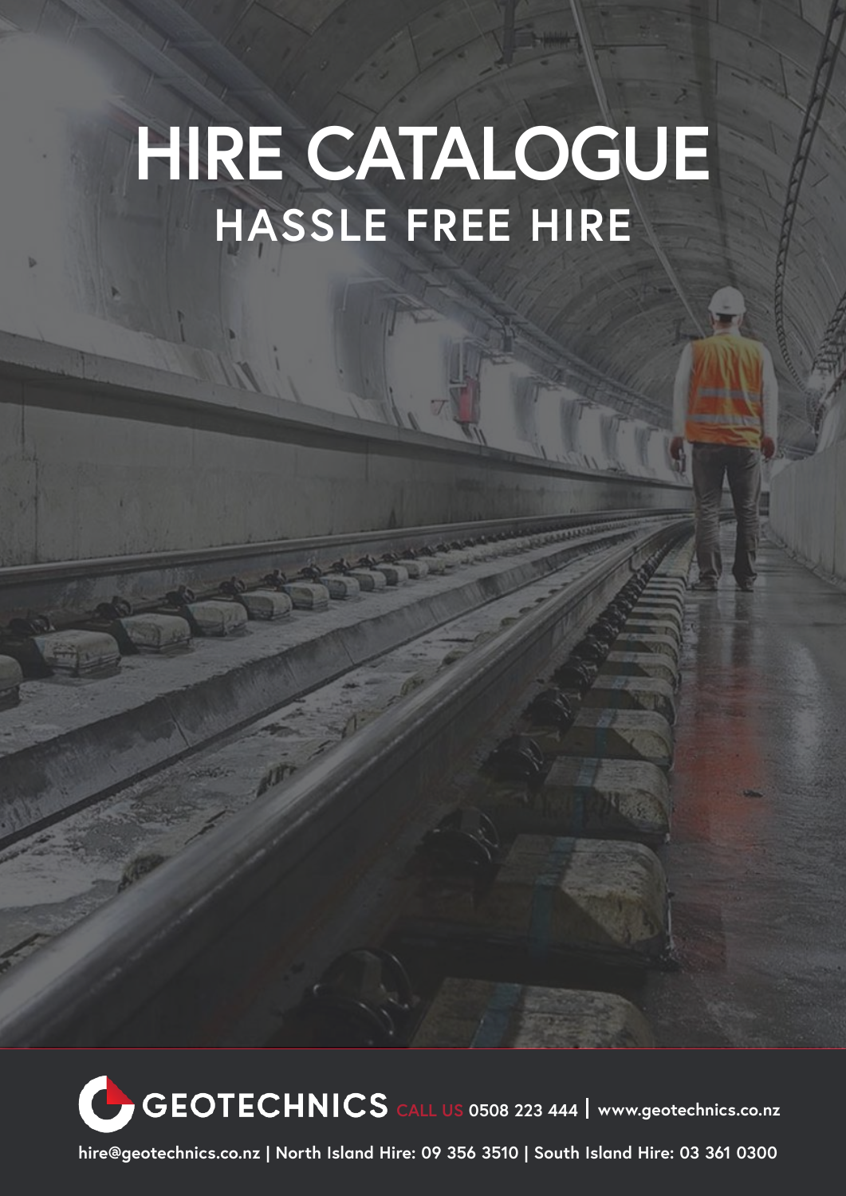# HIRE CATALOGUE

## HASSLE FREE HIRE

GEOTECHNICS CALL US 0508 223 444 | www.geotechnics.co.nz

hire@geotechnics.co.nz | North Island Hire: 09 356 3510 | South Island Hire: 03 361 0300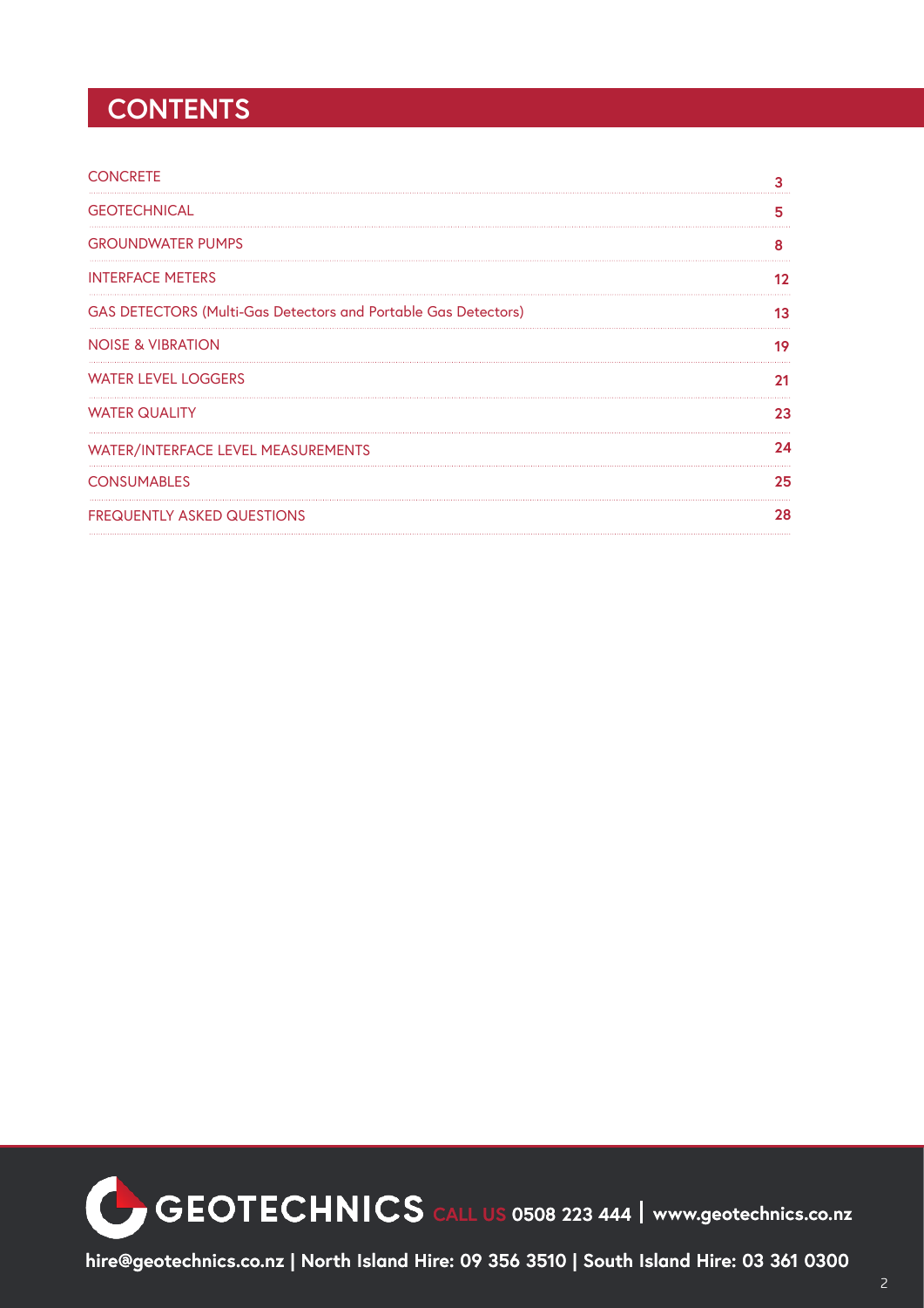# CONTENTS

| | |
|---|---|
| CONCRETE | 3 |
| GEOTECHNICAL | 5 |
| GROUNDWATER PUMPS | 8 |
| INTERFACE METERS | 12 |
| GAS DETECTORS (Multi-Gas Detectors and Portable Gas Detectors) | 13 |
| NOISE & VIBRATION | 19 |
| WATER LEVEL LOGGERS | 21 |
| WATER QUALITY | 23 |
| WATER/INTERFACE LEVEL MEASUREMENTS | 24 |
| CONSUMABLES | 25 |
| FREQUENTLY ASKED QUESTIONS | 28 |

GEOTECHNICS CALL US 0508 223 444 | www.geotechnics.co.nz

hire@geotechnics.co.nz | North Island Hire: 09 356 3510 | South Island Hire: 03 361 0300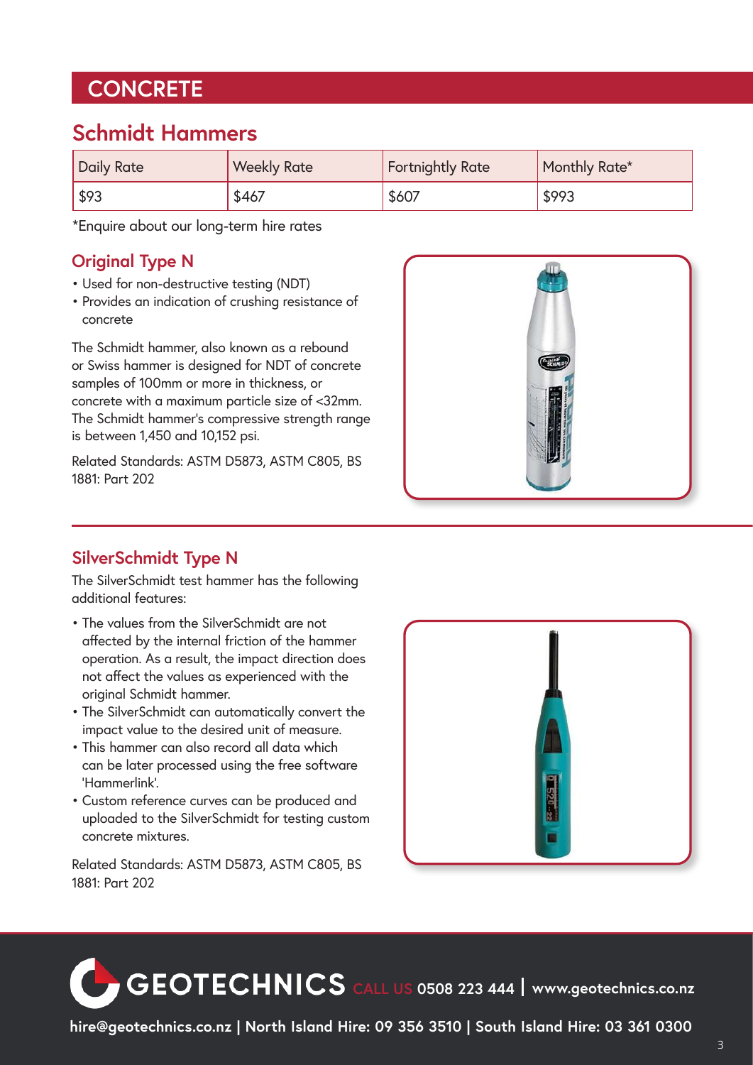# CONCRETE

## Schmidt Hammers

| Daily Rate | Weekly Rate | Fortnightly Rate | Monthly Rate* |
|---|---|---|---|
| $93 | $467 | $607 | $993 |

*Enquire about our long-term hire rates

### Original Type N

- Used for non-destructive testing (NDT)
- Provides an indication of crushing resistance of concrete

The Schmidt hammer, also known as a rebound or Swiss hammer is designed for NDT of concrete samples of 100mm or more in thickness, or concrete with a maximum particle size of <32mm. The Schmidt hammer's compressive strength range is between 1,450 and 10,152 psi.

Related Standards: ASTM D5873, ASTM C805, BS 1881: Part 202

### SilverSchmidt Type N

The SilverSchmidt test hammer has the following additional features:

- The values from the SilverSchmidt are not affected by the internal friction of the hammer operation. As a result, the impact direction does not affect the values as experienced with the original Schmidt hammer.
- The SilverSchmidt can automatically convert the impact value to the desired unit of measure.
- This hammer can also record all data which can be later processed using the free software 'Hammerlink'.
- Custom reference curves can be produced and uploaded to the SilverSchmidt for testing custom concrete mixtures.

Related Standards: ASTM D5873, ASTM C805, BS 1881: Part 202

GEOTECHNICS CALL US 0508 223 444 | www.geotechnics.co.nz

hire@geotechnics.co.nz | North Island Hire: 09 356 3510 | South Island Hire: 03 361 0300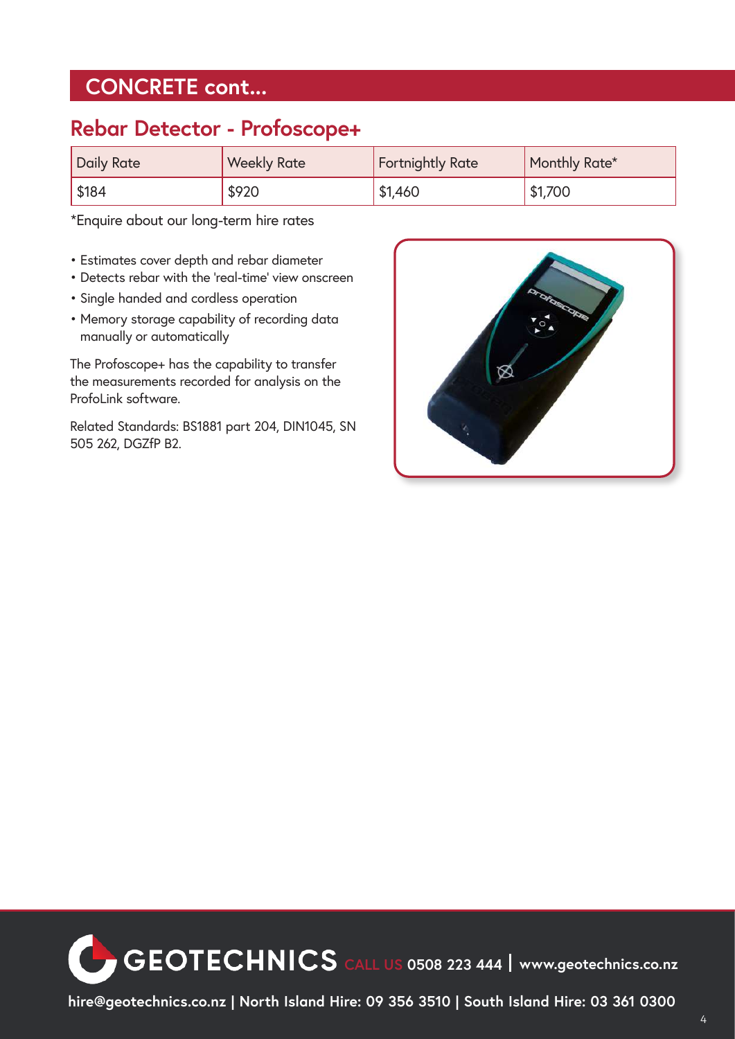## CONCRETE cont...

### Rebar Detector - Profoscope+

| Daily Rate | Weekly Rate | Fortnightly Rate | Monthly Rate* |
|---|---|---|---|
| $184 | $920 | $1,460 | $1,700 |

*Enquire about our long-term hire rates

- Estimates cover depth and rebar diameter
- Detects rebar with the 'real-time' view onscreen
- Single handed and cordless operation
- Memory storage capability of recording data manually or automatically

The Profoscope+ has the capability to transfer the measurements recorded for analysis on the ProfoLink software.

Related Standards: BS1881 part 204, DIN1045, SN 505 262, DGZfP B2.

GEOTECHNICS CALL US 0508 223 444 | www.geotechnics.co.nz

hire@geotechnics.co.nz | North Island Hire: 09 356 3510 | South Island Hire: 03 361 0300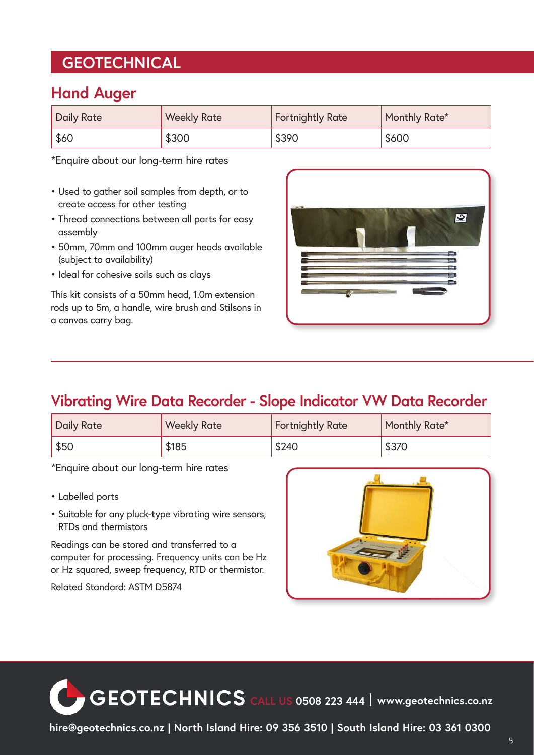# GEOTECHNICAL

## Hand Auger

| Daily Rate | Weekly Rate | Fortnightly Rate | Monthly Rate* |
|---|---|---|---|
| $60 | $300 | $390 | $600 |

*Enquire about our long-term hire rates

- Used to gather soil samples from depth, or to create access for other testing
- Thread connections between all parts for easy assembly
- 50mm, 70mm and 100mm auger heads available (subject to availability)
- Ideal for cohesive soils such as clays

This kit consists of a 50mm head, 1.0m extension rods up to 5m, a handle, wire brush and Stilsons in a canvas carry bag.

## Vibrating Wire Data Recorder - Slope Indicator VW Data Recorder

| Daily Rate | Weekly Rate | Fortnightly Rate | Monthly Rate* |
|---|---|---|---|
| $50 | $185 | $240 | $370 |

*Enquire about our long-term hire rates

- Labelled ports
- Suitable for any pluck-type vibrating wire sensors, RTDs and thermistors

Readings can be stored and transferred to a computer for processing. Frequency units can be Hz or Hz squared, sweep frequency, RTD or thermistor.

Related Standard: ASTM D5874

GEOTECHNICS CALL US 0508 223 444 | www.geotechnics.co.nz

hire@geotechnics.co.nz | North Island Hire: 09 356 3510 | South Island Hire: 03 361 0300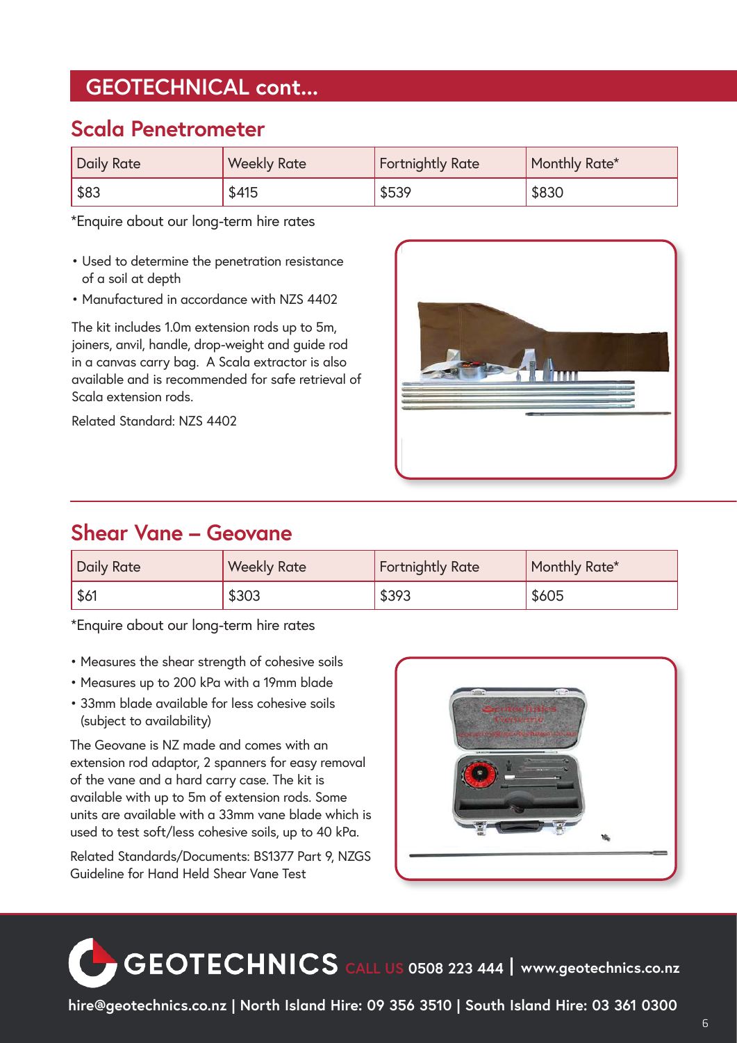## GEOTECHNICAL cont...

### Scala Penetrometer

| Daily Rate | Weekly Rate | Fortnightly Rate | Monthly Rate* |
|---|---|---|---|
| $83 | $415 | $539 | $830 |

*Enquire about our long-term hire rates

- Used to determine the penetration resistance of a soil at depth
- Manufactured in accordance with NZS 4402

The kit includes 1.0m extension rods up to 5m, joiners, anvil, handle, drop-weight and guide rod in a canvas carry bag. A Scala extractor is also available and is recommended for safe retrieval of Scala extension rods.

Related Standard: NZS 4402

### Shear Vane – Geovane

| Daily Rate | Weekly Rate | Fortnightly Rate | Monthly Rate* |
|---|---|---|---|
| $61 | $303 | $393 | $605 |

*Enquire about our long-term hire rates

- Measures the shear strength of cohesive soils
- Measures up to 200 kPa with a 19mm blade
- 33mm blade available for less cohesive soils (subject to availability)

The Geovane is NZ made and comes with an extension rod adaptor, 2 spanners for easy removal of the vane and a hard carry case. The kit is available with up to 5m of extension rods. Some units are available with a 33mm vane blade which is used to test soft/less cohesive soils, up to 40 kPa.

Related Standards/Documents: BS1377 Part 9, NZGS Guideline for Hand Held Shear Vane Test

GEOTECHNICS CALL US 0508 223 444 | www.geotechnics.co.nz

hire@geotechnics.co.nz | North Island Hire: 09 356 3510 | South Island Hire: 03 361 0300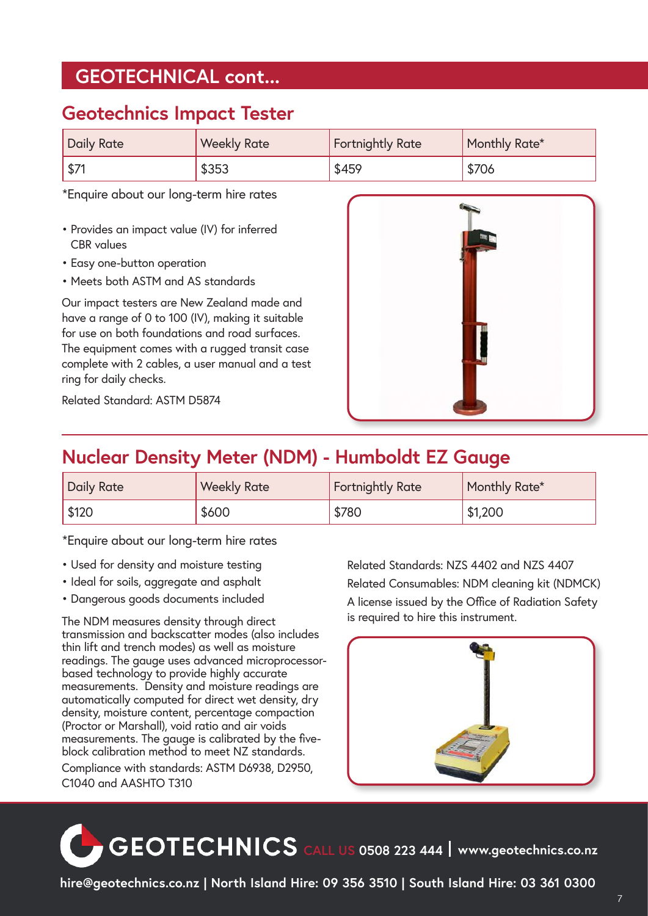# GEOTECHNICAL cont...

## Geotechnics Impact Tester

| Daily Rate | Weekly Rate | Fortnightly Rate | Monthly Rate* |
|---|---|---|---|
| $71 | $353 | $459 | $706 |

*Enquire about our long-term hire rates

- Provides an impact value (IV) for inferred CBR values
- Easy one-button operation
- Meets both ASTM and AS standards

Our impact testers are New Zealand made and have a range of 0 to 100 (IV), making it suitable for use on both foundations and road surfaces. The equipment comes with a rugged transit case complete with 2 cables, a user manual and a test ring for daily checks.

Related Standard: ASTM D5874

## Nuclear Density Meter (NDM) - Humboldt EZ Gauge

| Daily Rate | Weekly Rate | Fortnightly Rate | Monthly Rate* |
|---|---|---|---|
| $120 | $600 | $780 | $1,200 |

*Enquire about our long-term hire rates

- Used for density and moisture testing
- Ideal for soils, aggregate and asphalt
- Dangerous goods documents included

The NDM measures density through direct transmission and backscatter modes (also includes thin lift and trench modes) as well as moisture readings. The gauge uses advanced microprocessor-based technology to provide highly accurate measurements. Density and moisture readings are automatically computed for direct wet density, dry density, moisture content, percentage compaction (Proctor or Marshall), void ratio and air voids measurements. The gauge is calibrated by the five-block calibration method to meet NZ standards.

Compliance with standards: ASTM D6938, D2950, C1040 and AASHTO T310

Related Standards: NZS 4402 and NZS 4407

Related Consumables: NDM cleaning kit (NDMCK)

A license issued by the Office of Radiation Safety is required to hire this instrument.

**GEOTECHNICS** CALL US 0508 223 444 | www.geotechnics.co.nz

hire@geotechnics.co.nz | North Island Hire: 09 356 3510 | South Island Hire: 03 361 0300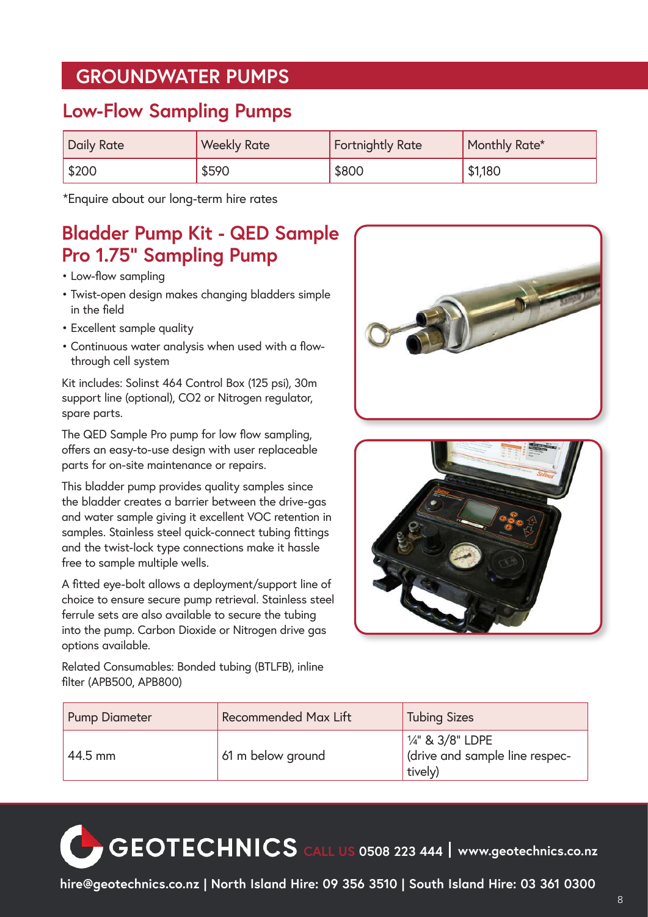# GROUNDWATER PUMPS

## Low-Flow Sampling Pumps

| Daily Rate | Weekly Rate | Fortnightly Rate | Monthly Rate* |
|---|---|---|---|
| $200 | $590 | $800 | $1,180 |

*Enquire about our long-term hire rates

## Bladder Pump Kit - QED Sample Pro 1.75" Sampling Pump

- Low-flow sampling
- Twist-open design makes changing bladders simple in the field
- Excellent sample quality
- Continuous water analysis when used with a flow-through cell system

Kit includes: Solinst 464 Control Box (125 psi), 30m support line (optional), CO2 or Nitrogen regulator, spare parts.

The QED Sample Pro pump for low flow sampling, offers an easy-to-use design with user replaceable parts for on-site maintenance or repairs.

This bladder pump provides quality samples since the bladder creates a barrier between the drive-gas and water sample giving it excellent VOC retention in samples. Stainless steel quick-connect tubing fittings and the twist-lock type connections make it hassle free to sample multiple wells.

A fitted eye-bolt allows a deployment/support line of choice to ensure secure pump retrieval. Stainless steel ferrule sets are also available to secure the tubing into the pump. Carbon Dioxide or Nitrogen drive gas options available.

Related Consumables: Bonded tubing (BTLFB), inline filter (APB500, APB800)

| Pump Diameter | Recommended Max Lift | Tubing Sizes |
|---|---|---|
| 44.5 mm | 61 m below ground | ¼" & 3/8" LDPE (drive and sample line respectively) |

GEOTECHNICS CALL US 0508 223 444 | www.geotechnics.co.nz

hire@geotechnics.co.nz | North Island Hire: 09 356 3510 | South Island Hire: 03 361 0300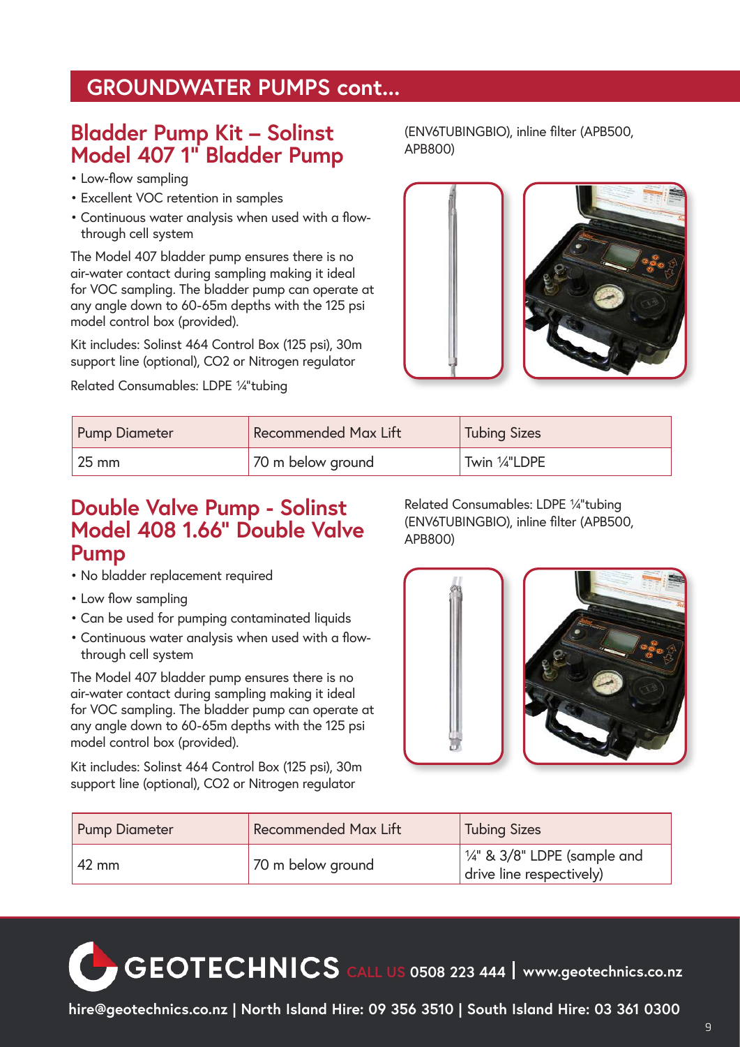## GROUNDWATER PUMPS cont...

### Bladder Pump Kit – Solinst Model 407 1" Bladder Pump

- Low-flow sampling
- Excellent VOC retention in samples
- Continuous water analysis when used with a flow-through cell system

The Model 407 bladder pump ensures there is no air-water contact during sampling making it ideal for VOC sampling. The bladder pump can operate at any angle down to 60-65m depths with the 125 psi model control box (provided).

Kit includes: Solinst 464 Control Box (125 psi), 30m support line (optional), CO2 or Nitrogen regulator

Related Consumables: LDPE ¼"tubing (ENV6TUBINGBIO), inline filter (APB500, APB800)

| Pump Diameter | Recommended Max Lift | Tubing Sizes |
|---|---|---|
| 25 mm | 70 m below ground | Twin ¼"LDPE |

### Double Valve Pump - Solinst Model 408 1.66" Double Valve Pump

- No bladder replacement required
- Low flow sampling
- Can be used for pumping contaminated liquids
- Continuous water analysis when used with a flow-through cell system

The Model 407 bladder pump ensures there is no air-water contact during sampling making it ideal for VOC sampling. The bladder pump can operate at any angle down to 60-65m depths with the 125 psi model control box (provided).

Kit includes: Solinst 464 Control Box (125 psi), 30m support line (optional), CO2 or Nitrogen regulator

Related Consumables: LDPE ¼"tubing (ENV6TUBINGBIO), inline filter (APB500, APB800)

| Pump Diameter | Recommended Max Lift | Tubing Sizes |
|---|---|---|
| 42 mm | 70 m below ground | ¼" & 3/8" LDPE (sample and drive line respectively) |

GEOTECHNICS CALL US 0508 223 444 | www.geotechnics.co.nz

hire@geotechnics.co.nz | North Island Hire: 09 356 3510 | South Island Hire: 03 361 0300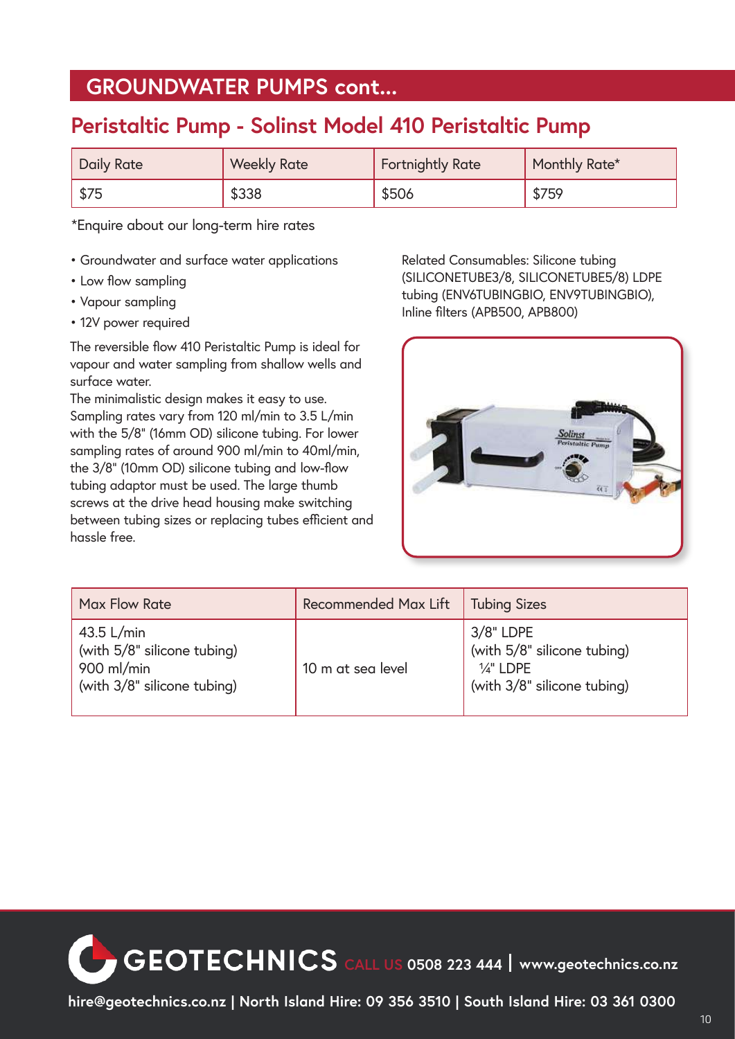## GROUNDWATER PUMPS cont...

### Peristaltic Pump - Solinst Model 410 Peristaltic Pump

| Daily Rate | Weekly Rate | Fortnightly Rate | Monthly Rate* |
| --- | --- | --- | --- |
| $75 | $338 | $506 | $759 |

*Enquire about our long-term hire rates

- Groundwater and surface water applications
- Low flow sampling
- Vapour sampling
- 12V power required

The reversible flow 410 Peristaltic Pump is ideal for vapour and water sampling from shallow wells and surface water.
The minimalistic design makes it easy to use. Sampling rates vary from 120 ml/min to 3.5 L/min with the 5/8" (16mm OD) silicone tubing. For lower sampling rates of around 900 ml/min to 40ml/min, the 3/8" (10mm OD) silicone tubing and low-flow tubing adaptor must be used. The large thumb screws at the drive head housing make switching between tubing sizes or replacing tubes efficient and hassle free.

Related Consumables: Silicone tubing (SILICONETUBE3/8, SILICONETUBE5/8) LDPE tubing (ENV6TUBINGBIO, ENV9TUBINGBIO), Inline filters (APB500, APB800)

| Max Flow Rate | Recommended Max Lift | Tubing Sizes |
| --- | --- | --- |
| 43.5 L/min (with 5/8" silicone tubing) 900 ml/min (with 3/8" silicone tubing) | 10 m at sea level | 3/8" LDPE (with 5/8" silicone tubing) ¼" LDPE (with 3/8" silicone tubing) |

GEOTECHNICS CALL US 0508 223 444 | www.geotechnics.co.nz

hire@geotechnics.co.nz | North Island Hire: 09 356 3510 | South Island Hire: 03 361 0300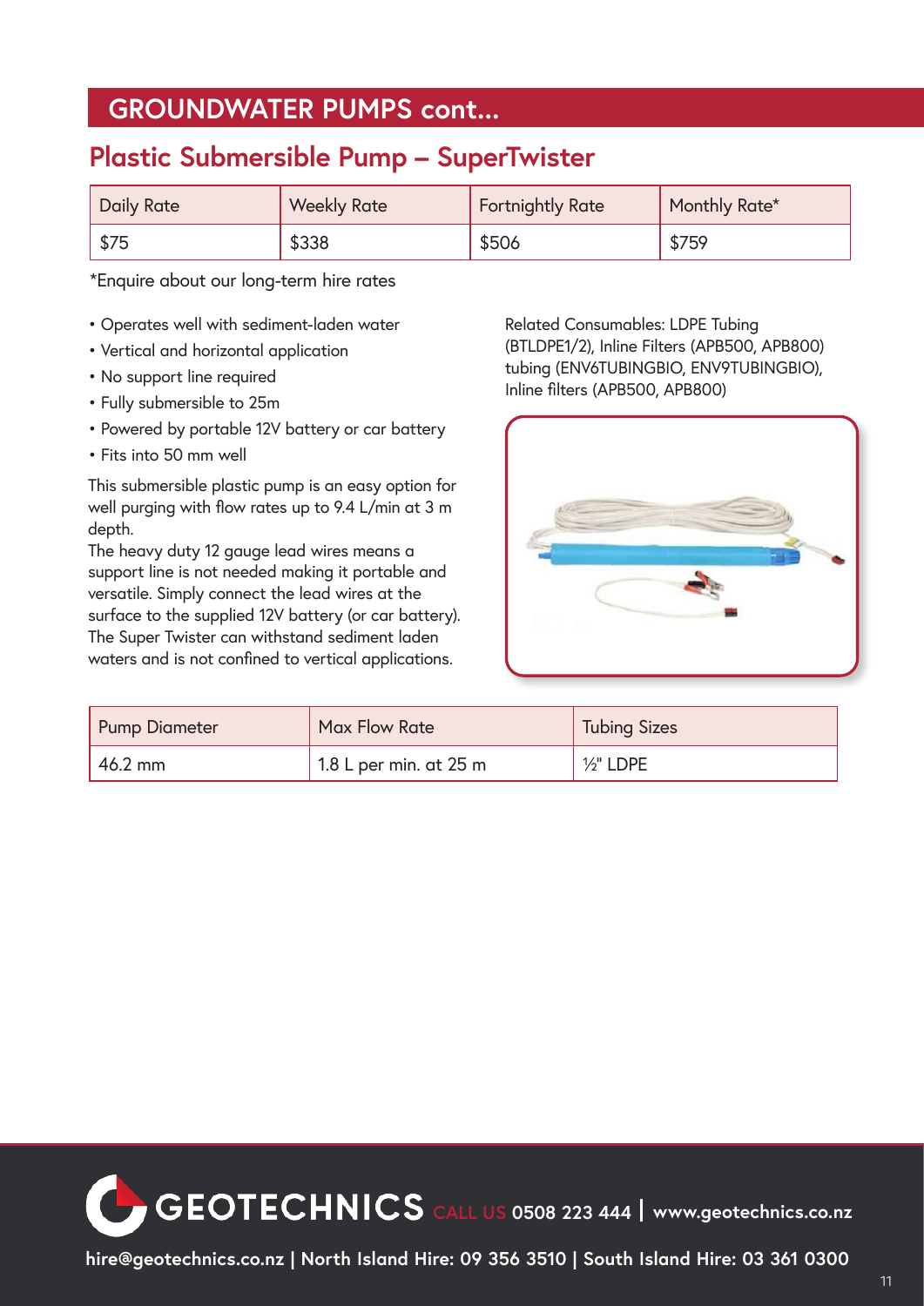# GROUNDWATER PUMPS cont...

## Plastic Submersible Pump – SuperTwister

| Daily Rate | Weekly Rate | Fortnightly Rate | Monthly Rate* |
|---|---|---|---|
| $75 | $338 | $506 | $759 |

*Enquire about our long-term hire rates

- Operates well with sediment-laden water
- Vertical and horizontal application
- No support line required
- Fully submersible to 25m
- Powered by portable 12V battery or car battery
- Fits into 50 mm well

This submersible plastic pump is an easy option for well purging with flow rates up to 9.4 L/min at 3 m depth.
The heavy duty 12 gauge lead wires means a support line is not needed making it portable and versatile. Simply connect the lead wires at the surface to the supplied 12V battery (or car battery).
The Super Twister can withstand sediment laden waters and is not confined to vertical applications.

Related Consumables: LDPE Tubing (BTLDPE1/2), Inline Filters (APB500, APB800) tubing (ENV6TUBINGBIO, ENV9TUBINGBIO), Inline filters (APB500, APB800)

| Pump Diameter | Max Flow Rate | Tubing Sizes |
|---|---|---|
| 46.2 mm | 1.8 L per min. at 25 m | ½" LDPE |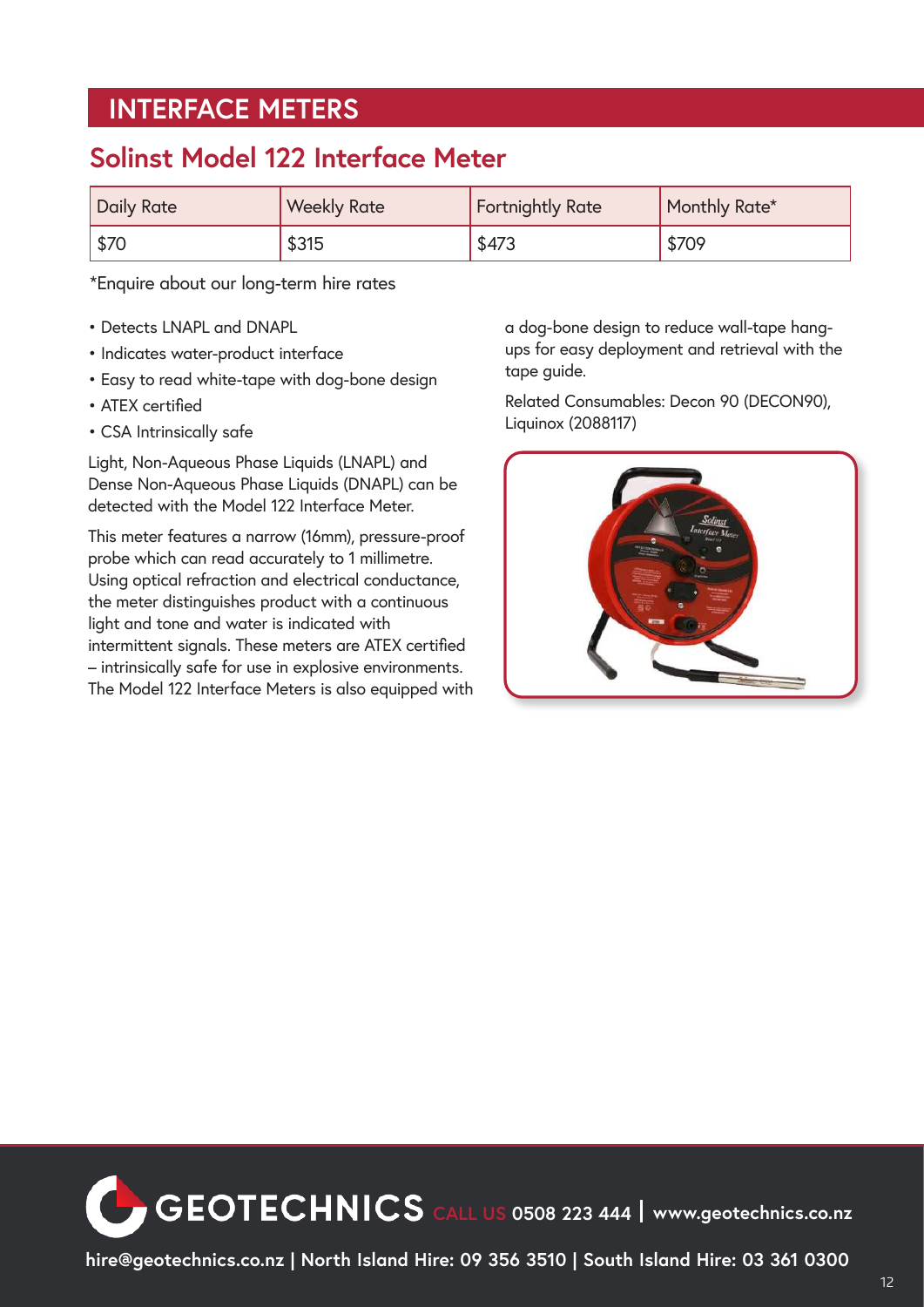# INTERFACE METERS

## Solinst Model 122 Interface Meter

| Daily Rate | Weekly Rate | Fortnightly Rate | Monthly Rate* |
|---|---|---|---|
| $70 | $315 | $473 | $709 |

*Enquire about our long-term hire rates

- Detects LNAPL and DNAPL
- Indicates water-product interface
- Easy to read white-tape with dog-bone design
- ATEX certified
- CSA Intrinsically safe

Light, Non-Aqueous Phase Liquids (LNAPL) and Dense Non-Aqueous Phase Liquids (DNAPL) can be detected with the Model 122 Interface Meter.

This meter features a narrow (16mm), pressure-proof probe which can read accurately to 1 millimetre. Using optical refraction and electrical conductance, the meter distinguishes product with a continuous light and tone and water is indicated with intermittent signals. These meters are ATEX certified – intrinsically safe for use in explosive environments. The Model 122 Interface Meters is also equipped with a dog-bone design to reduce wall-tape hang-ups for easy deployment and retrieval with the tape guide.

Related Consumables: Decon 90 (DECON90), Liquinox (2088117)

GEOTECHNICS CALL US 0508 223 444 | www.geotechnics.co.nz

hire@geotechnics.co.nz | North Island Hire: 09 356 3510 | South Island Hire: 03 361 0300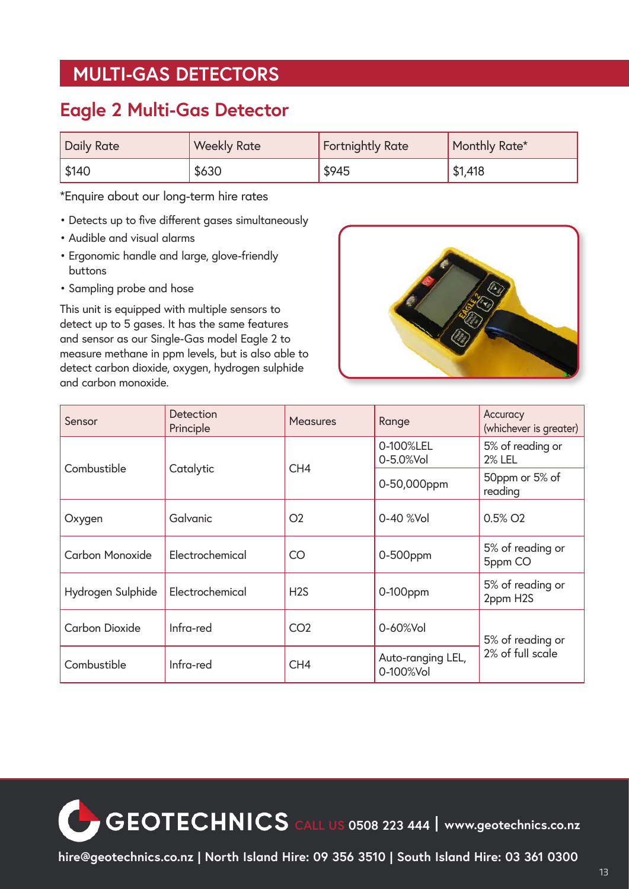## MULTI-GAS DETECTORS

### Eagle 2 Multi-Gas Detector

| Daily Rate | Weekly Rate | Fortnightly Rate | Monthly Rate* |
|---|---|---|---|
| $140 | $630 | $945 | $1,418 |

*Enquire about our long-term hire rates

- Detects up to five different gases simultaneously
- Audible and visual alarms
- Ergonomic handle and large, glove-friendly buttons
- Sampling probe and hose

This unit is equipped with multiple sensors to detect up to 5 gases. It has the same features and sensor as our Single-Gas model Eagle 2 to measure methane in ppm levels, but is also able to detect carbon dioxide, oxygen, hydrogen sulphide and carbon monoxide.

| Sensor | Detection Principle | Measures | Range | Accuracy (whichever is greater) |
|---|---|---|---|---|
| Combustible | Catalytic | $CH_4$ | 0-100%LEL 0-5.0%Vol | 5% of reading or 2% LEL |
| | | | 0-50,000ppm | 50ppm or 5% of reading |
| Oxygen | Galvanic | $O_2$ | 0-40 %Vol | 0.5% $O_2$ |
| Carbon Monoxide | Electrochemical | CO | 0-500ppm | 5% of reading or 5ppm CO |
| Hydrogen Sulphide | Electrochemical | $H_2S$ | 0-100ppm | 5% of reading or 2ppm $H_2S$ |
| Carbon Dioxide | Infra-red | $CO_2$ | 0-60%Vol | 5% of reading or 2% of full scale |
| Combustible | Infra-red | $CH_4$ | Auto-ranging LEL, 0-100%Vol | |

GEOTECHNICS CALL US 0508 223 444 | www.geotechnics.co.nz

hire@geotechnics.co.nz | North Island Hire: 09 356 3510 | South Island Hire: 03 361 0300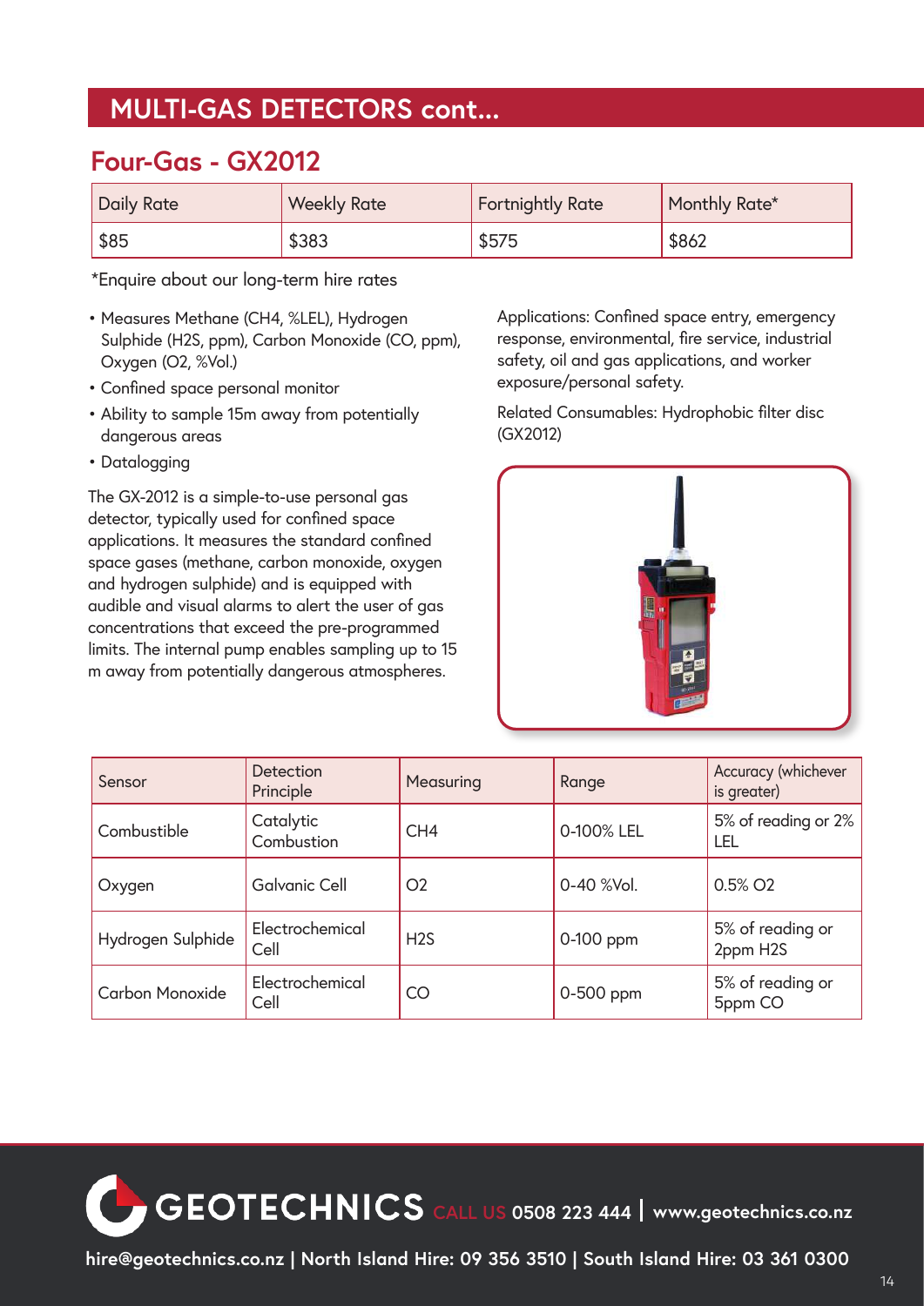## MULTI-GAS DETECTORS cont...

### Four-Gas - GX2012

| Daily Rate | Weekly Rate | Fortnightly Rate | Monthly Rate* |
|---|---|---|---|
| $85 | $383 | $575 | $862 |

*Enquire about our long-term hire rates

- Measures Methane ($CH_4$, %LEL), Hydrogen Sulphide ($H_2S$, ppm), Carbon Monoxide (CO, ppm), Oxygen ($O_2$, %Vol.)
- Confined space personal monitor
- Ability to sample 15m away from potentially dangerous areas
- Datalogging

The GX-2012 is a simple-to-use personal gas detector, typically used for confined space applications. It measures the standard confined space gases (methane, carbon monoxide, oxygen and hydrogen sulphide) and is equipped with audible and visual alarms to alert the user of gas concentrations that exceed the pre-programmed limits. The internal pump enables sampling up to 15 m away from potentially dangerous atmospheres.

Applications: Confined space entry, emergency response, environmental, fire service, industrial safety, oil and gas applications, and worker exposure/personal safety.

Related Consumables: Hydrophobic filter disc (GX2012)

| Sensor | Detection Principle | Measuring | Range | Accuracy (whichever is greater) |
|---|---|---|---|---|
| Combustible | Catalytic Combustion | $CH_4$ | 0-100% LEL | 5% of reading or 2% LEL |
| Oxygen | Galvanic Cell | $O_2$ | 0-40 %Vol. | 0.5% $O_2$ |
| Hydrogen Sulphide | Electrochemical Cell | $H_2S$ | 0-100 ppm | 5% of reading or 2ppm $H_2S$ |
| Carbon Monoxide | Electrochemical Cell | CO | 0-500 ppm | 5% of reading or 5ppm CO |

GEOTECHNICS CALL US 0508 223 444 | www.geotechnics.co.nz

hire@geotechnics.co.nz | North Island Hire: 09 356 3510 | South Island Hire: 03 361 0300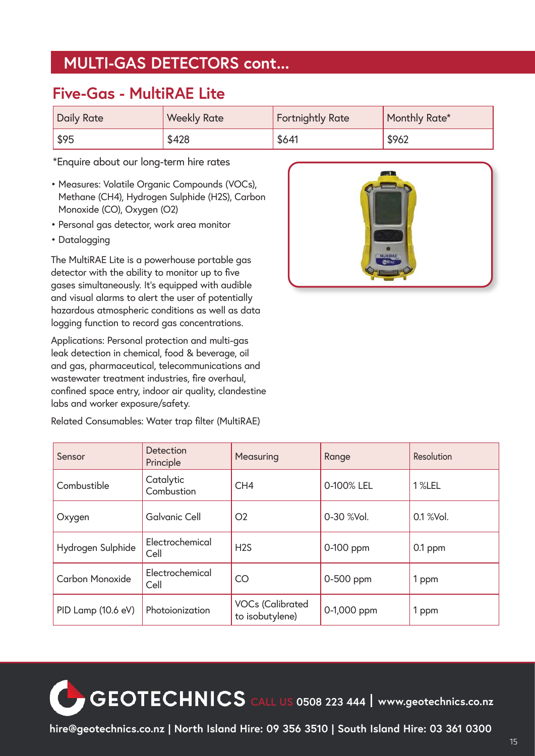# MULTI-GAS DETECTORS cont...

## Five-Gas - MultiRAE Lite

| Daily Rate | Weekly Rate | Fortnightly Rate | Monthly Rate* |
|---|---|---|---|
| $95 | $428 | $641 | $962 |

*Enquire about our long-term hire rates

- Measures: Volatile Organic Compounds (VOCs), Methane ($CH_4$), Hydrogen Sulphide ($H_2S$), Carbon Monoxide (CO), Oxygen ($O_2$)
- Personal gas detector, work area monitor
- Datalogging

The MultiRAE Lite is a powerhouse portable gas detector with the ability to monitor up to five gases simultaneously. It's equipped with audible and visual alarms to alert the user of potentially hazardous atmospheric conditions as well as data logging function to record gas concentrations.

Applications: Personal protection and multi-gas leak detection in chemical, food & beverage, oil and gas, pharmaceutical, telecommunications and wastewater treatment industries, fire overhaul, confined space entry, indoor air quality, clandestine labs and worker exposure/safety.

Related Consumables: Water trap filter (MultiRAE)

| Sensor | Detection Principle | Measuring | Range | Resolution |
|---|---|---|---|---|
| Combustible | Catalytic Combustion | $CH_4$ | 0-100% LEL | 1 %LEL |
| Oxygen | Galvanic Cell | $O_2$ | 0-30 %Vol. | 0.1 %Vol. |
| Hydrogen Sulphide | Electrochemical Cell | $H_2S$ | 0-100 ppm | 0.1 ppm |
| Carbon Monoxide | Electrochemical Cell | CO | 0-500 ppm | 1 ppm |
| PID Lamp (10.6 eV) | Photoionization | VOCs (Calibrated to isobutylene) | 0-1,000 ppm | 1 ppm |

GEOTECHNICS CALL US 0508 223 444 | www.geotechnics.co.nz

hire@geotechnics.co.nz | North Island Hire: 09 356 3510 | South Island Hire: 03 361 0300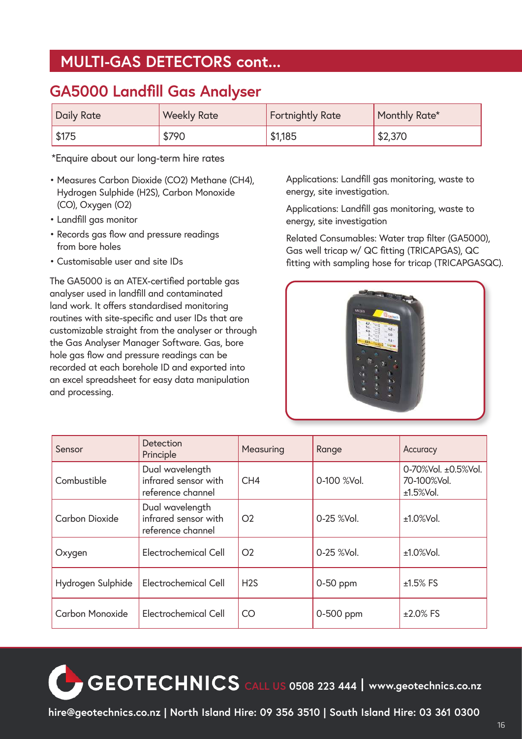# MULTI-GAS DETECTORS cont...

## GA5000 Landfill Gas Analyser

| Daily Rate | Weekly Rate | Fortnightly Rate | Monthly Rate* |
|---|---|---|---|
| $175 | $790 | $1,185 | $2,370 |

*Enquire about our long-term hire rates

- Measures Carbon Dioxide ($CO_2$) Methane ($CH_4$), Hydrogen Sulphide ($H_2S$), Carbon Monoxide (CO), Oxygen ($O_2$)
- Landfill gas monitor
- Records gas flow and pressure readings from bore holes
- Customisable user and site IDs

The GA5000 is an ATEX-certified portable gas analyser used in landfill and contaminated land work. It offers standardised monitoring routines with site-specific and user IDs that are customizable straight from the analyser or through the Gas Analyser Manager Software. Gas, bore hole gas flow and pressure readings can be recorded at each borehole ID and exported into an excel spreadsheet for easy data manipulation and processing.

Applications: Landfill gas monitoring, waste to energy, site investigation.

Applications: Landfill gas monitoring, waste to energy, site investigation

Related Consumables: Water trap filter (GA5000), Gas well tricap w/ QC fitting (TRICAPGAS), QC fitting with sampling hose for tricap (TRICAPGASQC).

| Sensor | Detection Principle | Measuring | Range | Accuracy |
|---|---|---|---|---|
| Combustible | Dual wavelength infrared sensor with reference channel | $CH_4$ | 0-100 %Vol. | 0-70%Vol. ±0.5%Vol. 70-100%Vol. ±1.5%Vol. |
| Carbon Dioxide | Dual wavelength infrared sensor with reference channel | $O_2$ | 0-25 %Vol. | ±1.0%Vol. |
| Oxygen | Electrochemical Cell | $O_2$ | 0-25 %Vol. | ±1.0%Vol. |
| Hydrogen Sulphide | Electrochemical Cell | $H_2S$ | 0-50 ppm | ±1.5% FS |
| Carbon Monoxide | Electrochemical Cell | CO | 0-500 ppm | ±2.0% FS |

GEOTECHNICS CALL US 0508 223 444 | www.geotechnics.co.nz

hire@geotechnics.co.nz | North Island Hire: 09 356 3510 | South Island Hire: 03 361 0300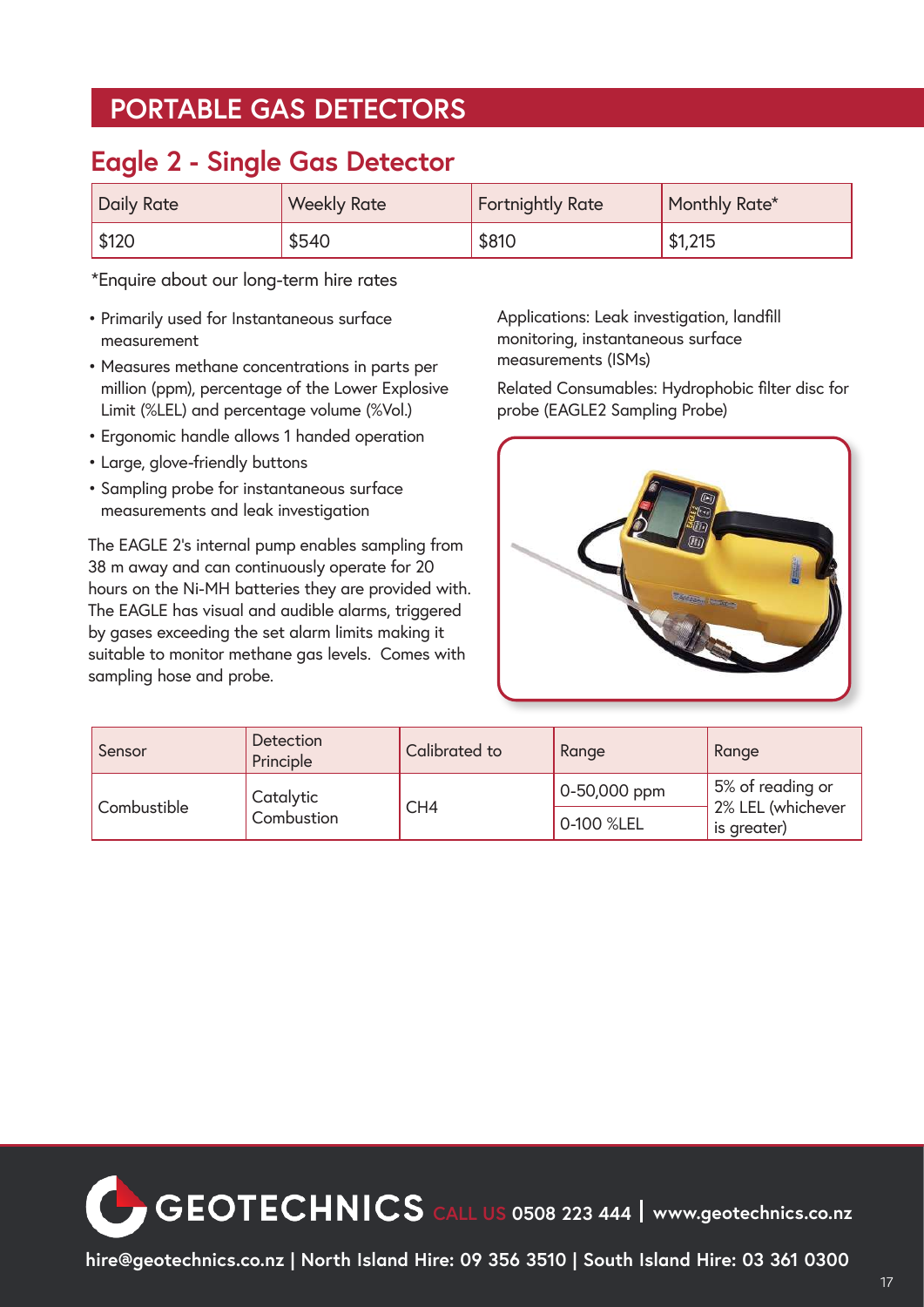# PORTABLE GAS DETECTORS

## Eagle 2 - Single Gas Detector

| Daily Rate | Weekly Rate | Fortnightly Rate | Monthly Rate* |
|---|---|---|---|
| $120 | $540 | $810 | $1,215 |

*Enquire about our long-term hire rates

- Primarily used for Instantaneous surface measurement
- Measures methane concentrations in parts per million (ppm), percentage of the Lower Explosive Limit (%LEL) and percentage volume (%Vol.)
- Ergonomic handle allows 1 handed operation
- Large, glove-friendly buttons
- Sampling probe for instantaneous surface measurements and leak investigation

The EAGLE 2's internal pump enables sampling from 38 m away and can continuously operate for 20 hours on the Ni-MH batteries they are provided with. The EAGLE has visual and audible alarms, triggered by gases exceeding the set alarm limits making it suitable to monitor methane gas levels. Comes with sampling hose and probe.

Applications: Leak investigation, landfill monitoring, instantaneous surface measurements (ISMs)

Related Consumables: Hydrophobic filter disc for probe (EAGLE2 Sampling Probe)

| Sensor | Detection Principle | Calibrated to | Range | Range |
|---|---|---|---|---|
| Combustible | Catalytic Combustion | $CH_4$ | 0-50,000 ppm | 5% of reading or 2% LEL (whichever is greater) |
| | | | 0-100 %LEL | |

**GEOTECHNICS** CALL US 0508 223 444 | www.geotechnics.co.nz

hire@geotechnics.co.nz | North Island Hire: 09 356 3510 | South Island Hire: 03 361 0300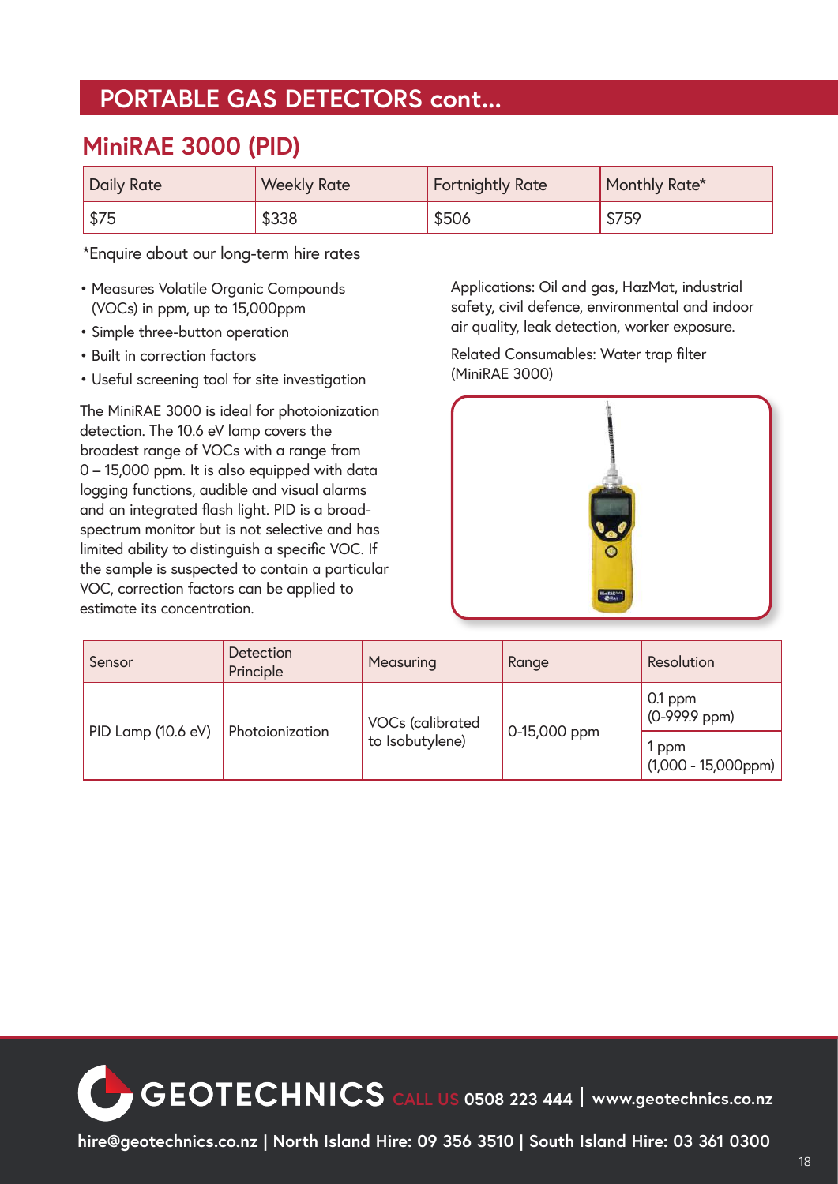# PORTABLE GAS DETECTORS cont...

## MiniRAE 3000 (PID)

| Daily Rate | Weekly Rate | Fortnightly Rate | Monthly Rate* |
|---|---|---|---|
| $75 | $338 | $506 | $759 |

*Enquire about our long-term hire rates

- Measures Volatile Organic Compounds (VOCs) in ppm, up to 15,000ppm
- Simple three-button operation
- Built in correction factors
- Useful screening tool for site investigation

The MiniRAE 3000 is ideal for photoionization detection. The 10.6 eV lamp covers the broadest range of VOCs with a range from 0 – 15,000 ppm. It is also equipped with data logging functions, audible and visual alarms and an integrated flash light. PID is a broad-spectrum monitor but is not selective and has limited ability to distinguish a specific VOC. If the sample is suspected to contain a particular VOC, correction factors can be applied to estimate its concentration.

Applications: Oil and gas, HazMat, industrial safety, civil defence, environmental and indoor air quality, leak detection, worker exposure.

Related Consumables: Water trap filter (MiniRAE 3000)

| Sensor | Detection Principle | Measuring | Range | Resolution |
|---|---|---|---|---|
| PID Lamp (10.6 eV) | Photoionization | VOCs (calibrated to Isobutylene) | 0-15,000 ppm | 0.1 ppm (0-999.9 ppm) |
| | | | | 1 ppm (1,000 - 15,000ppm) |

GEOTECHNICS CALL US 0508 223 444 | www.geotechnics.co.nz

hire@geotechnics.co.nz | North Island Hire: 09 356 3510 | South Island Hire: 03 361 0300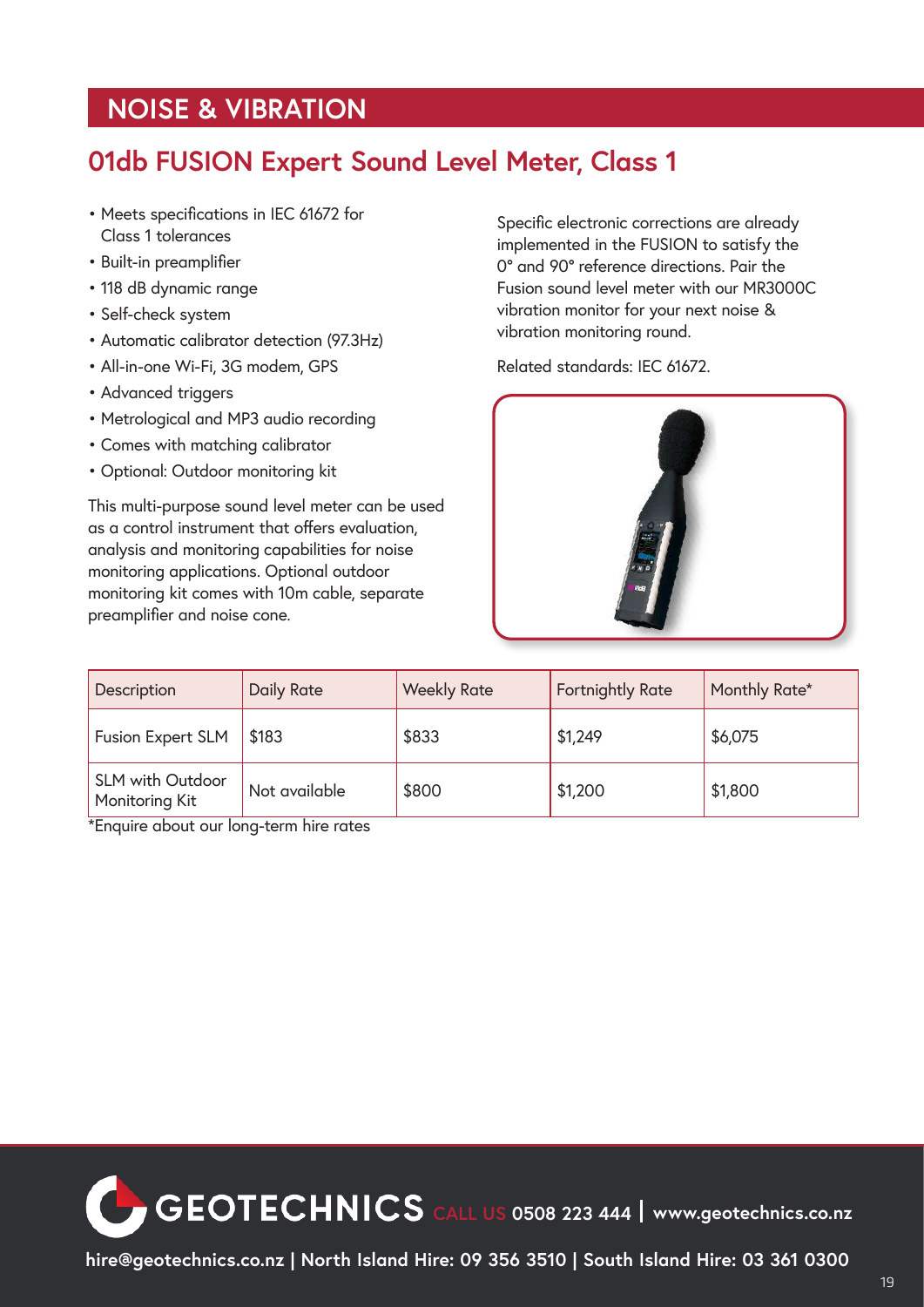## NOISE & VIBRATION

# 01db FUSION Expert Sound Level Meter, Class 1

- Meets specifications in IEC 61672 for Class 1 tolerances
- Built-in preamplifier
- 118 dB dynamic range
- Self-check system
- Automatic calibrator detection (97.3Hz)
- All-in-one Wi-Fi, 3G modem, GPS
- Advanced triggers
- Metrological and MP3 audio recording
- Comes with matching calibrator
- Optional: Outdoor monitoring kit

This multi-purpose sound level meter can be used as a control instrument that offers evaluation, analysis and monitoring capabilities for noise monitoring applications. Optional outdoor monitoring kit comes with 10m cable, separate preamplifier and noise cone.

Specific electronic corrections are already implemented in the FUSION to satisfy the 0° and 90° reference directions. Pair the Fusion sound level meter with our MR3000C vibration monitor for your next noise & vibration monitoring round.

Related standards: IEC 61672.

| Description | Daily Rate | Weekly Rate | Fortnightly Rate | Monthly Rate* |
|---|---|---|---|---|
| Fusion Expert SLM | $183 | $833 | $1,249 | $6,075 |
| SLM with Outdoor Monitoring Kit | Not available | $800 | $1,200 | $1,800 |

*Enquire about our long-term hire rates

GEOTECHNICS CALL US 0508 223 444 | www.geotechnics.co.nz

hire@geotechnics.co.nz | North Island Hire: 09 356 3510 | South Island Hire: 03 361 0300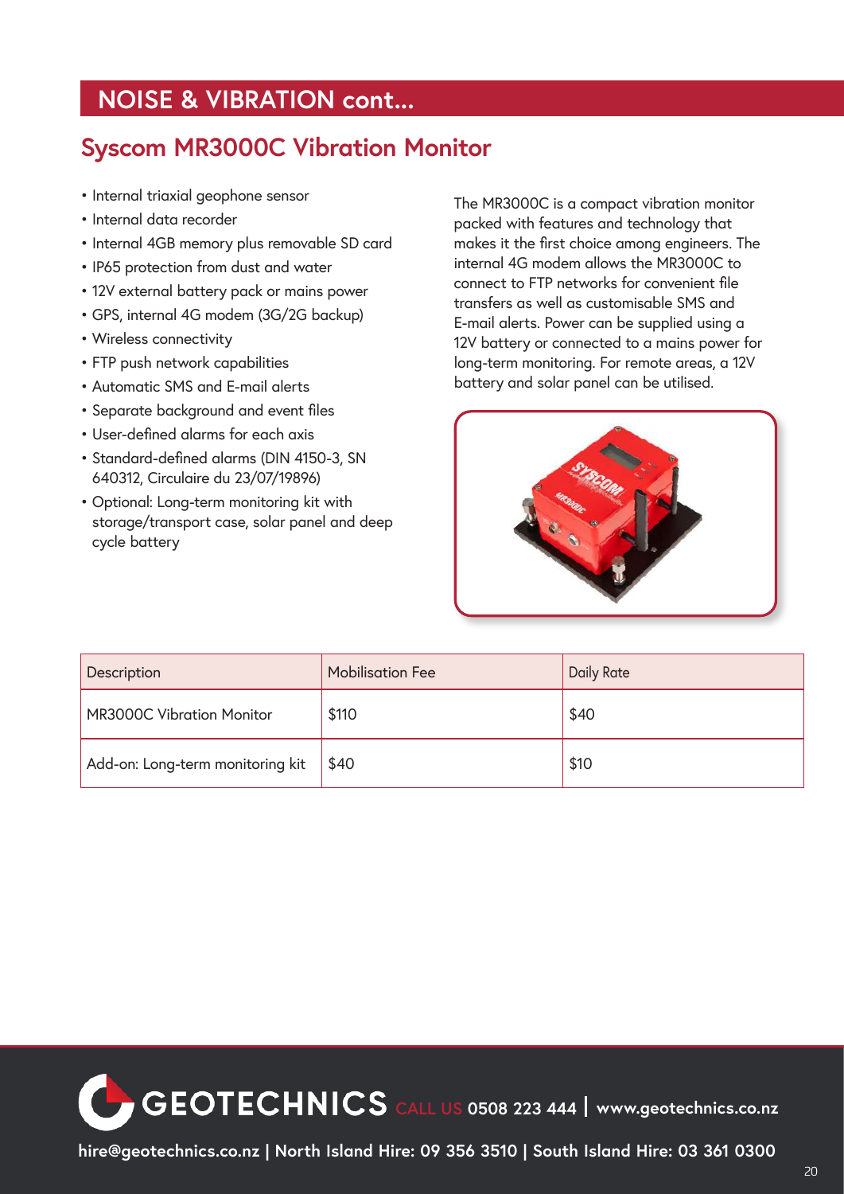# NOISE & VIBRATION cont...

## Syscom MR3000C Vibration Monitor

- Internal triaxial geophone sensor
- Internal data recorder
- Internal 4GB memory plus removable SD card
- IP65 protection from dust and water
- 12V external battery pack or mains power
- GPS, internal 4G modem (3G/2G backup)
- Wireless connectivity
- FTP push network capabilities
- Automatic SMS and E-mail alerts
- Separate background and event files
- User-defined alarms for each axis
- Standard-defined alarms (DIN 4150-3, SN 640312, Circulaire du 23/07/19896)
- Optional: Long-term monitoring kit with storage/transport case, solar panel and deep cycle battery

The MR3000C is a compact vibration monitor packed with features and technology that makes it the first choice among engineers. The internal 4G modem allows the MR3000C to connect to FTP networks for convenient file transfers as well as customisable SMS and E-mail alerts. Power can be supplied using a 12V battery or connected to a mains power for long-term monitoring. For remote areas, a 12V battery and solar panel can be utilised.

| Description | Mobilisation Fee | Daily Rate |
| --- | --- | --- |
| MR3000C Vibration Monitor | $110 | $40 |
| Add-on: Long-term monitoring kit | $40 | $10 |

GEOTECHNICS CALL US 0508 223 444 | www.geotechnics.co.nz

hire@geotechnics.co.nz | North Island Hire: 09 356 3510 | South Island Hire: 03 361 0300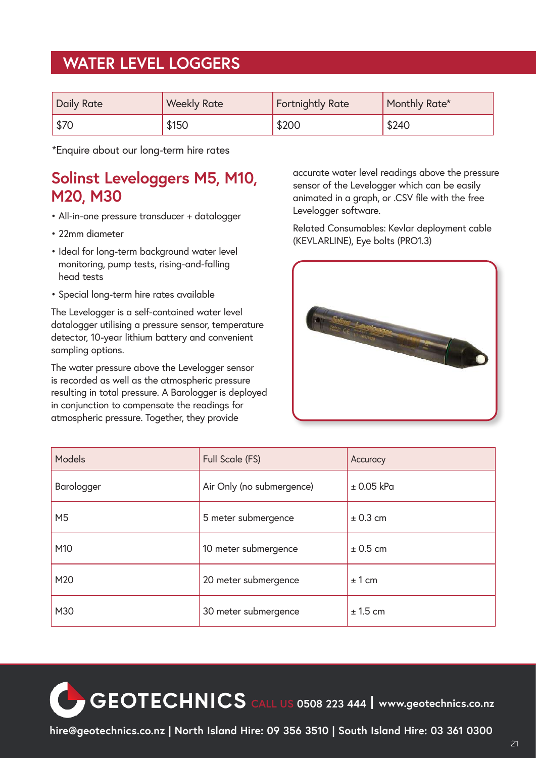# WATER LEVEL LOGGERS

| Daily Rate | Weekly Rate | Fortnightly Rate | Monthly Rate* |
|---|---|---|---|
| $70 | $150 | $200 | $240 |

*Enquire about our long-term hire rates

## Solinst Leveloggers M5, M10, M20, M30

- All-in-one pressure transducer + datalogger
- 22mm diameter
- Ideal for long-term background water level monitoring, pump tests, rising-and-falling head tests
- Special long-term hire rates available

The Levelogger is a self-contained water level datalogger utilising a pressure sensor, temperature detector, 10-year lithium battery and convenient sampling options.

The water pressure above the Levelogger sensor is recorded as well as the atmospheric pressure resulting in total pressure. A Barologger is deployed in conjunction to compensate the readings for atmospheric pressure. Together, they provide accurate water level readings above the pressure sensor of the Levelogger which can be easily animated in a graph, or .CSV file with the free Levelogger software.

Related Consumables: Kevlar deployment cable (KEVLARLINE), Eye bolts (PRO1.3)

| Models | Full Scale (FS) | Accuracy |
|---|---|---|
| Barologger | Air Only (no submergence) | ± 0.05 kPa |
| M5 | 5 meter submergence | ± 0.3 cm |
| M10 | 10 meter submergence | ± 0.5 cm |
| M20 | 20 meter submergence | ± 1 cm |
| M30 | 30 meter submergence | ± 1.5 cm |

GEOTECHNICS CALL US 0508 223 444 | www.geotechnics.co.nz

hire@geotechnics.co.nz | North Island Hire: 09 356 3510 | South Island Hire: 03 361 0300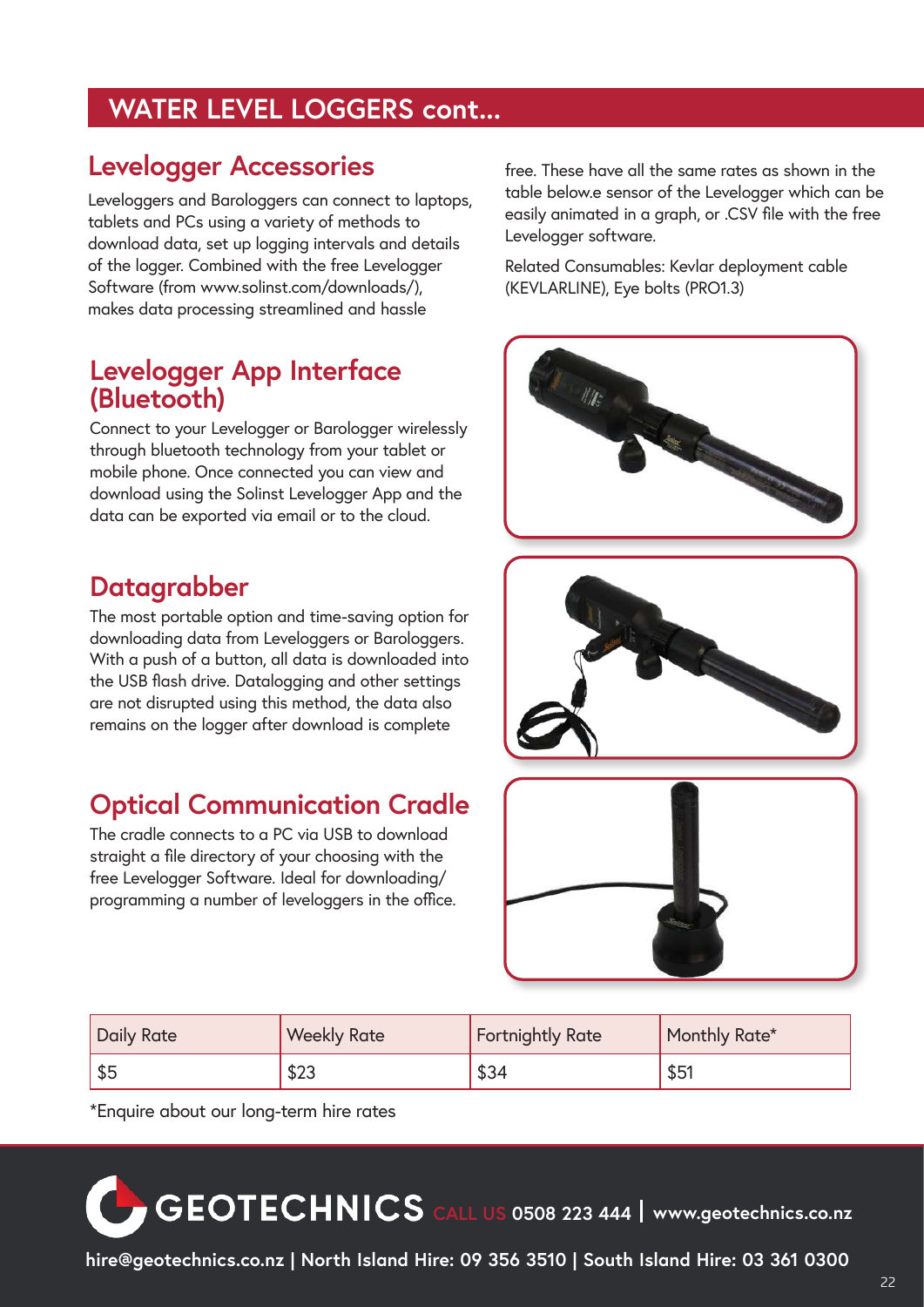## WATER LEVEL LOGGERS cont...

### Levelogger Accessories

Leveloggers and Barologgers can connect to laptops, tablets and PCs using a variety of methods to download data, set up logging intervals and details of the logger. Combined with the free Levelogger Software (from www.solinst.com/downloads/), makes data processing streamlined and hassle free. These have all the same rates as shown in the table below.e sensor of the Levelogger which can be easily animated in a graph, or .CSV file with the free Levelogger software.

Related Consumables: Kevlar deployment cable (KEVLARLINE), Eye bolts (PRO1.3)

### Levelogger App Interface (Bluetooth)

Connect to your Levelogger or Barologger wirelessly through bluetooth technology from your tablet or mobile phone. Once connected you can view and download using the Solinst Levelogger App and the data can be exported via email or to the cloud.

### Datagrabber

The most portable option and time-saving option for downloading data from Leveloggers or Barologgers. With a push of a button, all data is downloaded into the USB flash drive. Datalogging and other settings are not disrupted using this method, the data also remains on the logger after download is complete

### Optical Communication Cradle

The cradle connects to a PC via USB to download straight a file directory of your choosing with the free Levelogger Software. Ideal for downloading/programming a number of leveloggers in the office.

| Daily Rate | Weekly Rate | Fortnightly Rate | Monthly Rate* |
|---|---|---|---|
| $5 | $23 | $34 | $51 |

*Enquire about our long-term hire rates

GEOTECHNICS CALL US 0508 223 444 | www.geotechnics.co.nz

hire@geotechnics.co.nz | North Island Hire: 09 356 3510 | South Island Hire: 03 361 0300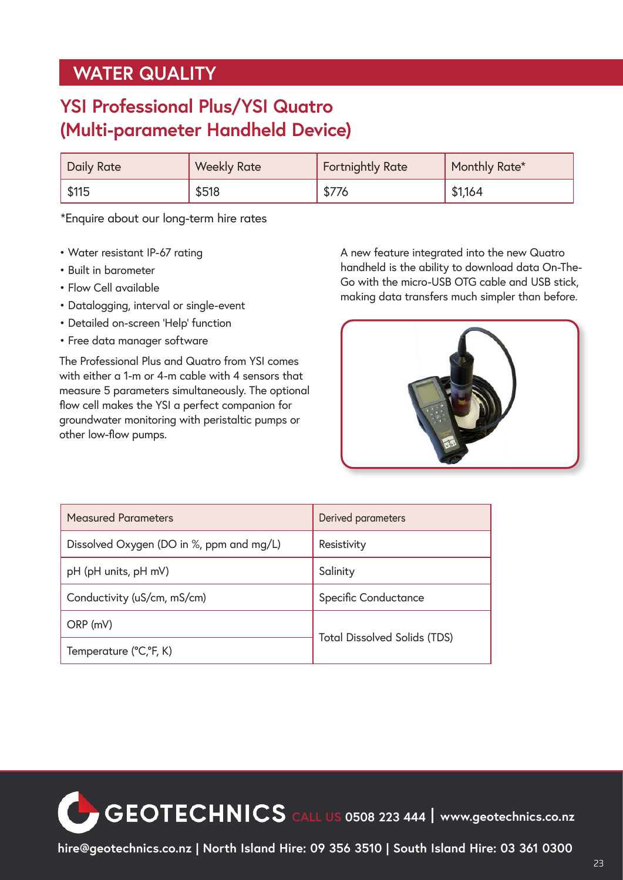# WATER QUALITY

## YSI Professional Plus/YSI Quatro (Multi-parameter Handheld Device)

| Daily Rate | Weekly Rate | Fortnightly Rate | Monthly Rate* |
|---|---|---|---|
| $115 | $518 | $776 | $1,164 |

*Enquire about our long-term hire rates

- Water resistant IP-67 rating
- Built in barometer
- Flow Cell available
- Datalogging, interval or single-event
- Detailed on-screen 'Help' function
- Free data manager software

The Professional Plus and Quatro from YSI comes with either a 1-m or 4-m cable with 4 sensors that measure 5 parameters simultaneously. The optional flow cell makes the YSI a perfect companion for groundwater monitoring with peristaltic pumps or other low-flow pumps.

A new feature integrated into the new Quatro handheld is the ability to download data On-The-Go with the micro-USB OTG cable and USB stick, making data transfers much simpler than before.

| Measured Parameters | Derived parameters |
|---|---|
| Dissolved Oxygen (DO in %, ppm and mg/L) | Resistivity |
| pH (pH units, pH mV) | Salinity |
| Conductivity (uS/cm, mS/cm) | Specific Conductance |
| ORP (mV) | Total Dissolved Solids (TDS) |
| Temperature (°C,°F, K) | |

GEOTECHNICS CALL US 0508 223 444 | www.geotechnics.co.nz

hire@geotechnics.co.nz | North Island Hire: 09 356 3510 | South Island Hire: 03 361 0300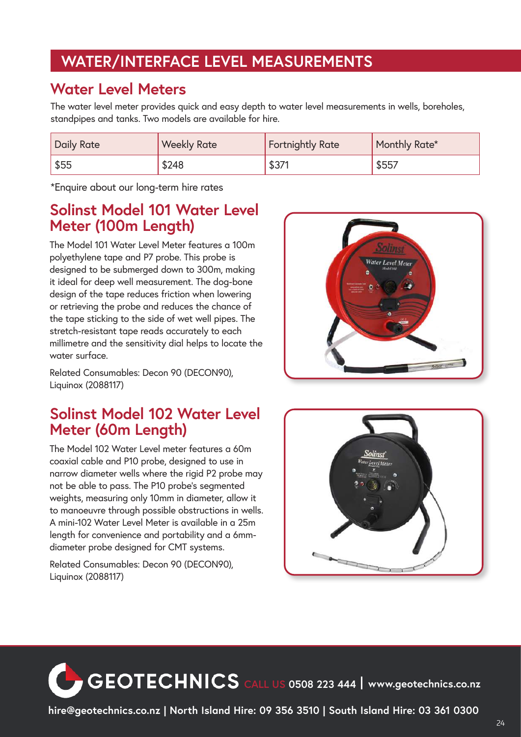# WATER/INTERFACE LEVEL MEASUREMENTS

## Water Level Meters

The water level meter provides quick and easy depth to water level measurements in wells, boreholes, standpipes and tanks. Two models are available for hire.

| Daily Rate | Weekly Rate | Fortnightly Rate | Monthly Rate* |
|---|---|---|---|
| $55 | $248 | $371 | $557 |

*Enquire about our long-term hire rates

## Solinst Model 101 Water Level Meter (100m Length)

The Model 101 Water Level Meter features a 100m polyethylene tape and P7 probe. This probe is designed to be submerged down to 300m, making it ideal for deep well measurement. The dog-bone design of the tape reduces friction when lowering or retrieving the probe and reduces the chance of the tape sticking to the side of wet well pipes. The stretch-resistant tape reads accurately to each millimetre and the sensitivity dial helps to locate the water surface.

Related Consumables: Decon 90 (DECON90), Liquinox (2088117)

## Solinst Model 102 Water Level Meter (60m Length)

The Model 102 Water Level meter features a 60m coaxial cable and P10 probe, designed to use in narrow diameter wells where the rigid P2 probe may not be able to pass. The P10 probe's segmented weights, measuring only 10mm in diameter, allow it to manoeuvre through possible obstructions in wells. A mini-102 Water Level Meter is available in a 25m length for convenience and portability and a 6mm-diameter probe designed for CMT systems.

Related Consumables: Decon 90 (DECON90), Liquinox (2088117)

GEOTECHNICS CALL US 0508 223 444 | www.geotechnics.co.nz

hire@geotechnics.co.nz | North Island Hire: 09 356 3510 | South Island Hire: 03 361 0300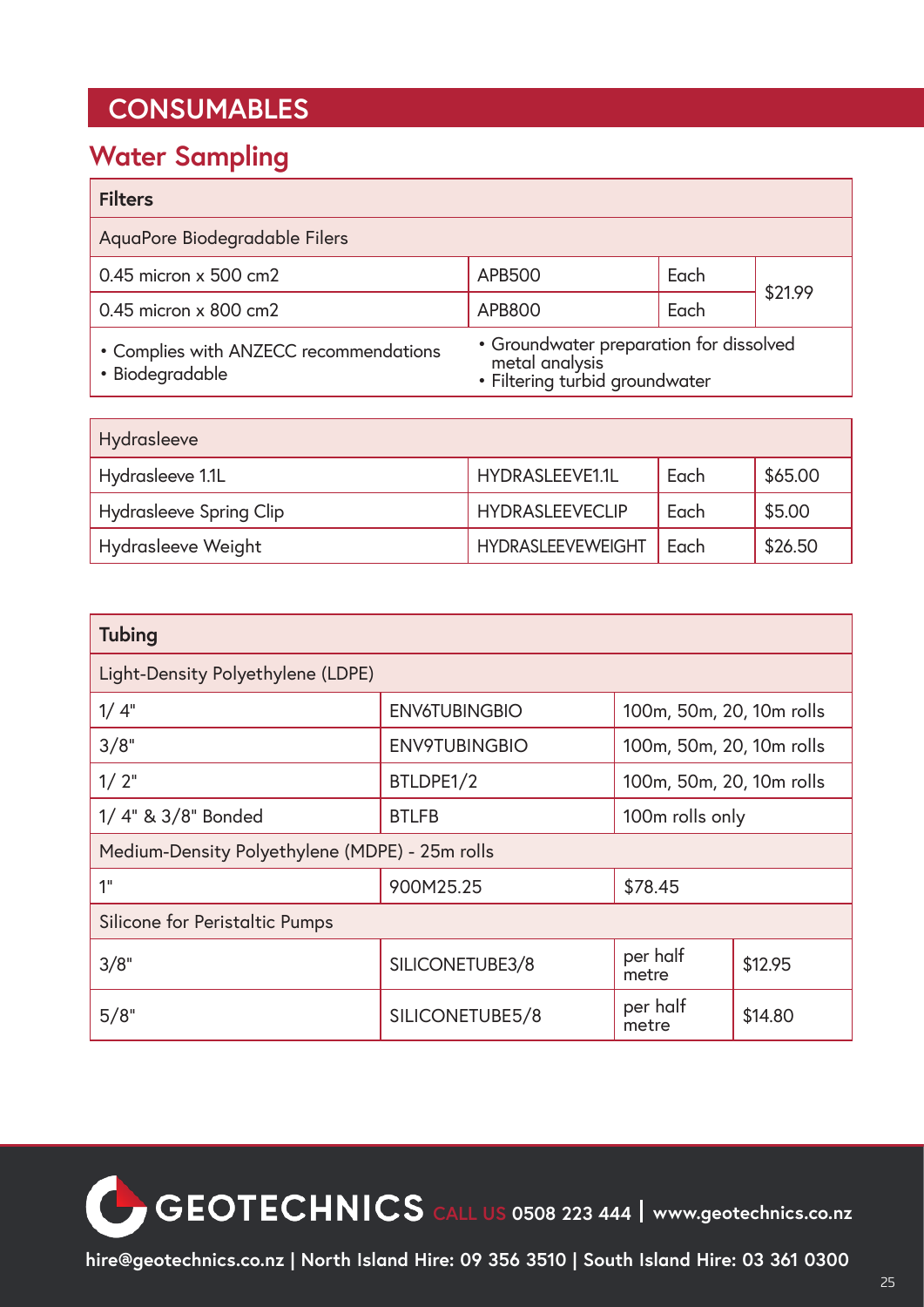# CONSUMABLES

## Water Sampling

| Filters | | | |
|---|---|---|---|
| AquaPore Biodegradable Filers | | | |
| 0.45 micron x 500 cm2 | APB500 | Each | $21.99 |
| 0.45 micron x 800 cm2 | APB800 | Each | |
| • Complies with ANZECC recommendations<br>• Biodegradable | • Groundwater preparation for dissolved metal analysis<br>• Filtering turbid groundwater | | |

| Hydrasleeve | | | |
|---|---|---|---|
| Hydrasleeve 1.1L | HYDRASLEEVE1.1L | Each | $65.00 |
| Hydrasleeve Spring Clip | HYDRASLEEVECLIP | Each | $5.00 |
| Hydrasleeve Weight | HYDRASLEEVEWEIGHT | Each | $26.50 |

| Tubing | | | |
|---|---|---|---|
| Light-Density Polyethylene (LDPE) | | | |
| 1/ 4" | ENV6TUBINGBIO | 100m, 50m, 20, 10m rolls | |
| 3/8" | ENV9TUBINGBIO | 100m, 50m, 20, 10m rolls | |
| 1/ 2" | BTLDPE1/2 | 100m, 50m, 20, 10m rolls | |
| 1/ 4" & 3/8" Bonded | BTLFB | 100m rolls only | |
| Medium-Density Polyethylene (MDPE) - 25m rolls | | | |
| 1" | 900M25.25 | $78.45 | |
| Silicone for Peristaltic Pumps | | | |
| 3/8" | SILICONETUBE3/8 | per half metre | $12.95 |
| 5/8" | SILICONETUBE5/8 | per half metre | $14.80 |

GEOTECHNICS CALL US 0508 223 444 | www.geotechnics.co.nz

hire@geotechnics.co.nz | North Island Hire: 09 356 3510 | South Island Hire: 03 361 0300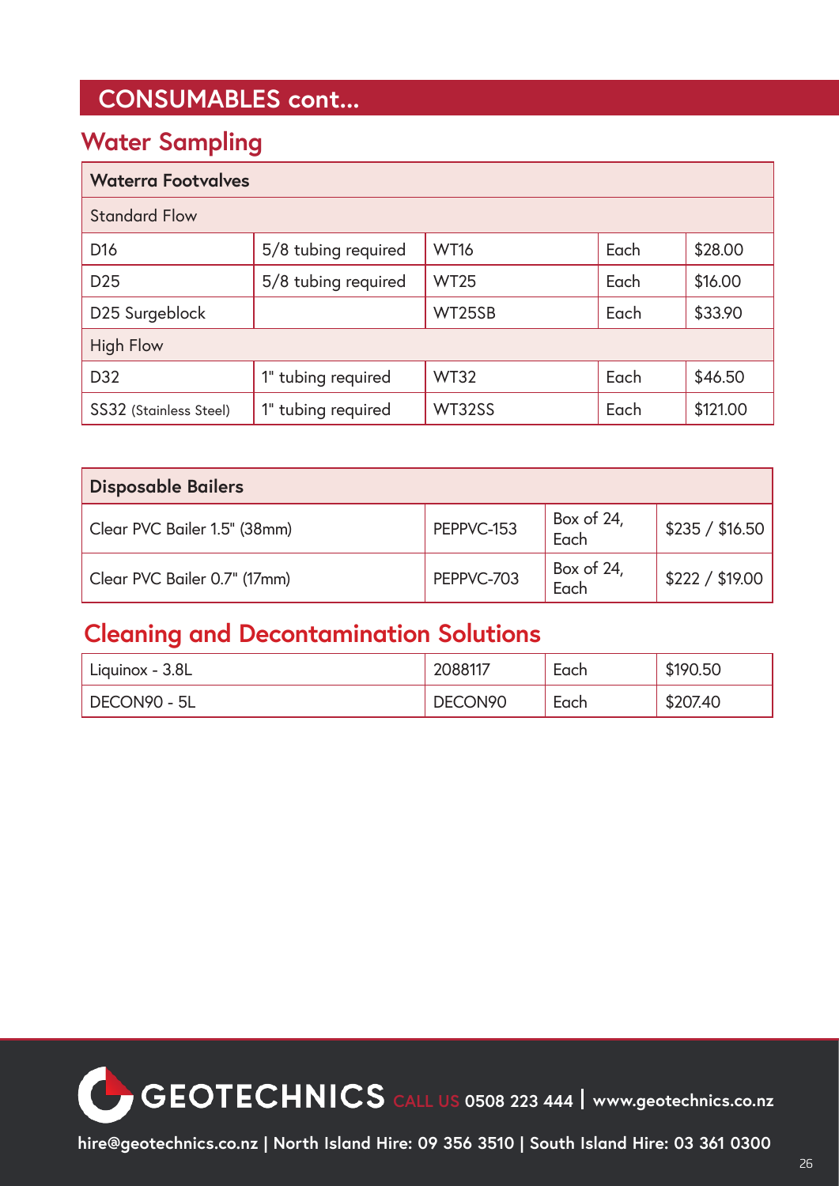# CONSUMABLES cont...

## Water Sampling

| Waterra Footvalves | | | | |
|---|---|---|---|---|
| Standard Flow | | | | |
| D16 | 5/8 tubing required | WT16 | Each | $28.00 |
| D25 | 5/8 tubing required | WT25 | Each | $16.00 |
| D25 Surgeblock | | WT25SB | Each | $33.90 |
| High Flow | | | | |
| D32 | 1" tubing required | WT32 | Each | $46.50 |
| SS32 (Stainless Steel) | 1" tubing required | WT32SS | Each | $121.00 |

| Disposable Bailers | | | |
|---|---|---|---|
| Clear PVC Bailer 1.5" (38mm) | PEPPVC-153 | Box of 24, Each | $235 / $16.50 |
| Clear PVC Bailer 0.7" (17mm) | PEPPVC-703 | Box of 24, Each | $222 / $19.00 |

## Cleaning and Decontamination Solutions

| | | | |
|---|---|---|---|
| Liquinox - 3.8L | 2088117 | Each | $190.50 |
| DECON90 - 5L | DECON90 | Each | $207.40 |

GEOTECHNICS CALL US 0508 223 444 | www.geotechnics.co.nz

hire@geotechnics.co.nz | North Island Hire: 09 356 3510 | South Island Hire: 03 361 0300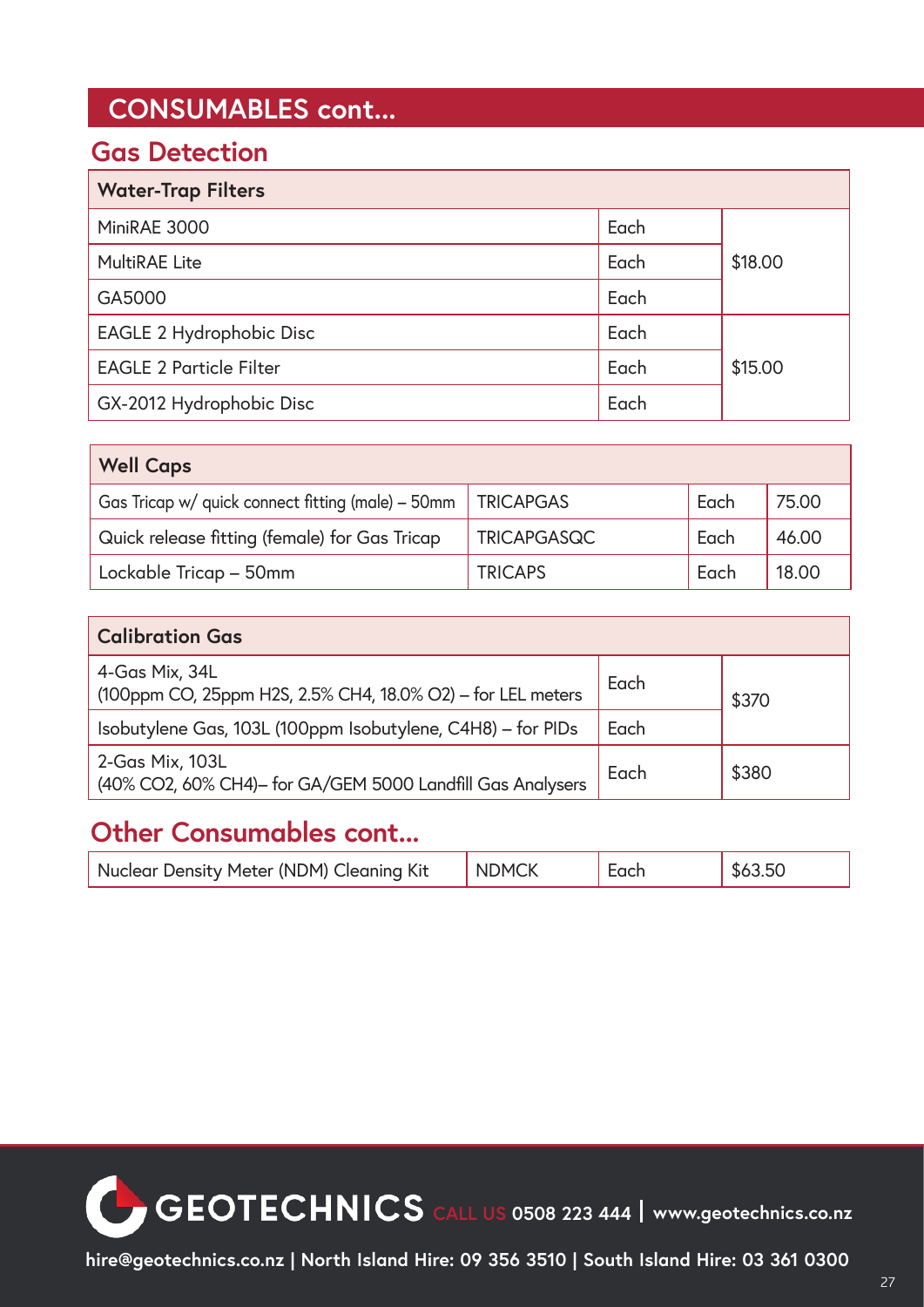# CONSUMABLES cont...

## Gas Detection

| Water-Trap Filters | | |
|---|---|---|
| MiniRAE 3000 | Each | $18.00 |
| MultiRAE Lite | Each | |
| GA5000 | Each | |
| EAGLE 2 Hydrophobic Disc | Each | $15.00 |
| EAGLE 2 Particle Filter | Each | |
| GX-2012 Hydrophobic Disc | Each | |

| Well Caps | | | |
|---|---|---|---|
| Gas Tricap w/ quick connect fitting (male) – 50mm | TRICAPGAS | Each | 75.00 |
| Quick release fitting (female) for Gas Tricap | TRICAPGASQC | Each | 46.00 |
| Lockable Tricap – 50mm | TRICAPS | Each | 18.00 |

| Calibration Gas | | |
|---|---|---|
| 4-Gas Mix, 34L (100ppm CO, 25ppm $H_2S$, 2.5% $CH_4$, 18.0% $O_2$) – for LEL meters | Each | $370 |
| Isobutylene Gas, 103L (100ppm Isobutylene, $C_4H_8$) – for PIDs | Each | |
| 2-Gas Mix, 103L (40% $CO_2$, 60% $CH_4$)– for GA/GEM 5000 Landfill Gas Analysers | Each | $380 |

## Other Consumables cont...

| Item | Code | Unit | Price |
|---|---|---|---|
| Nuclear Density Meter (NDM) Cleaning Kit | NDMCK | Each | $63.50 |

GEOTECHNICS CALL US 0508 223 444 | www.geotechnics.co.nz

hire@geotechnics.co.nz | North Island Hire: 09 356 3510 | South Island Hire: 03 361 0300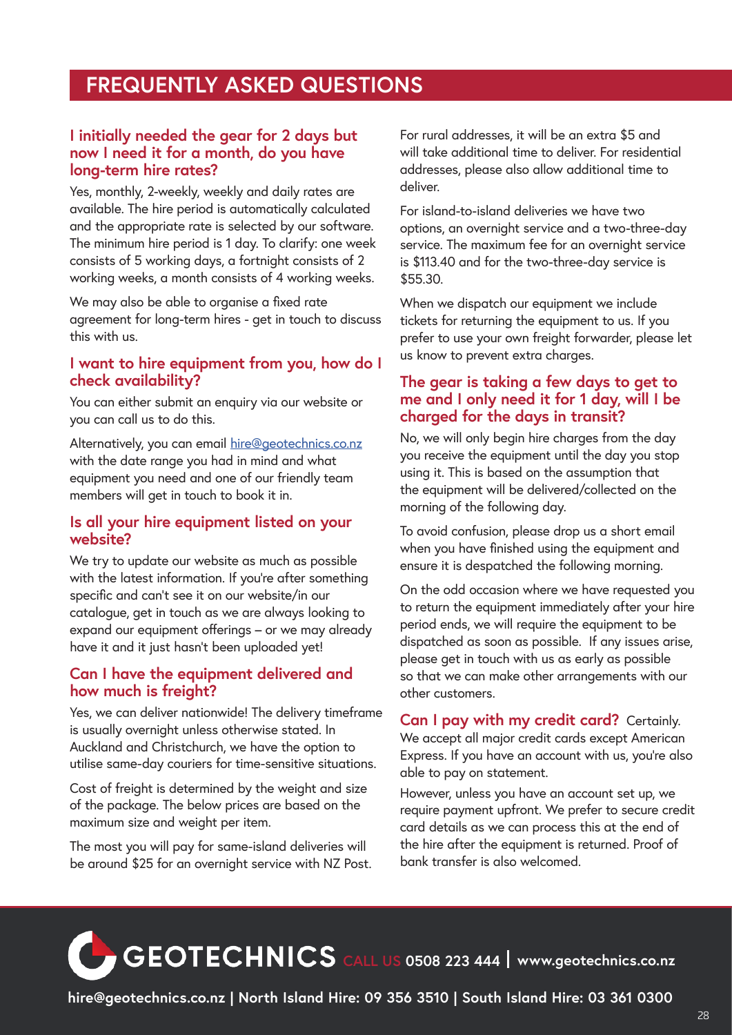# FREQUENTLY ASKED QUESTIONS

### I initially needed the gear for 2 days but now I need it for a month, do you have long-term hire rates?

Yes, monthly, 2-weekly, weekly and daily rates are available. The hire period is automatically calculated and the appropriate rate is selected by our software. The minimum hire period is 1 day. To clarify: one week consists of 5 working days, a fortnight consists of 2 working weeks, a month consists of 4 working weeks.

We may also be able to organise a fixed rate agreement for long-term hires - get in touch to discuss this with us.

### I want to hire equipment from you, how do I check availability?

You can either submit an enquiry via our website or you can call us to do this.

Alternatively, you can email hire@geotechnics.co.nz with the date range you had in mind and what equipment you need and one of our friendly team members will get in touch to book it in.

### Is all your hire equipment listed on your website?

We try to update our website as much as possible with the latest information. If you're after something specific and can't see it on our website/in our catalogue, get in touch as we are always looking to expand our equipment offerings – or we may already have it and it just hasn't been uploaded yet!

### Can I have the equipment delivered and how much is freight?

Yes, we can deliver nationwide! The delivery timeframe is usually overnight unless otherwise stated. In Auckland and Christchurch, we have the option to utilise same-day couriers for time-sensitive situations.

Cost of freight is determined by the weight and size of the package. The below prices are based on the maximum size and weight per item.

The most you will pay for same-island deliveries will be around $25 for an overnight service with NZ Post. For rural addresses, it will be an extra $5 and will take additional time to deliver. For residential addresses, please also allow additional time to deliver.

For island-to-island deliveries we have two options, an overnight service and a two-three-day service. The maximum fee for an overnight service is $113.40 and for the two-three-day service is $55.30.

When we dispatch our equipment we include tickets for returning the equipment to us. If you prefer to use your own freight forwarder, please let us know to prevent extra charges.

### The gear is taking a few days to get to me and I only need it for 1 day, will I be charged for the days in transit?

No, we will only begin hire charges from the day you receive the equipment until the day you stop using it. This is based on the assumption that the equipment will be delivered/collected on the morning of the following day.

To avoid confusion, please drop us a short email when you have finished using the equipment and ensure it is despatched the following morning.

On the odd occasion where we have requested you to return the equipment immediately after your hire period ends, we will require the equipment to be dispatched as soon as possible. If any issues arise, please get in touch with us as early as possible so that we can make other arrangements with our other customers.

### Can I pay with my credit card?

Certainly. We accept all major credit cards except American Express. If you have an account with us, you're also able to pay on statement.

However, unless you have an account set up, we require payment upfront. We prefer to secure credit card details as we can process this at the end of the hire after the equipment is returned. Proof of bank transfer is also welcomed.

GEOTECHNICS CALL US 0508 223 444 | www.geotechnics.co.nz

hire@geotechnics.co.nz | North Island Hire: 09 356 3510 | South Island Hire: 03 361 0300